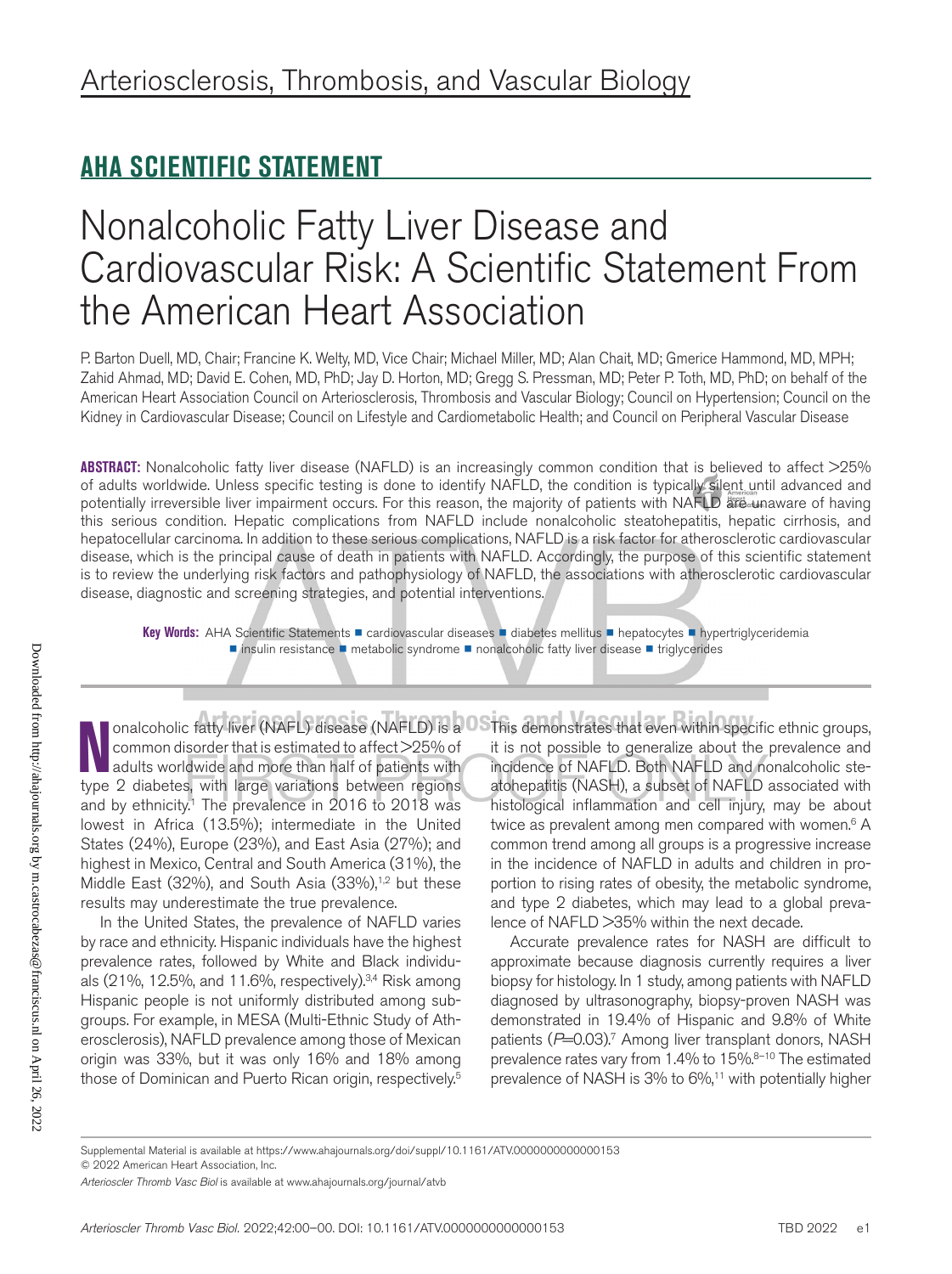# Arteriosclerosis, Thrombosis, and Vascular Biology

## AHA SCIENTIFIC STATEMENT

# Nonalcoholic Fatty Liver Disease and Cardiovascular Risk: A Scientific Statement From the American Heart Association

P. Barton Duell, MD, Chair; Francine K. Welty, MD, Vice Chair; Michael Miller, MD; Alan Chait, MD; Gmerice Hammond, MD, MPH; Zahid Ahmad, MD; David E. Cohen, MD, PhD; Jay D. Horton, MD; Gregg S. Pressman, MD; Peter P. Toth, MD, PhD; on behalf of the American Heart Association Council on Arteriosclerosis, Thrombosis and Vascular Biology; Council on Hypertension; Council on the Kidney in Cardiovascular Disease; Council on Lifestyle and Cardiometabolic Health; and Council on Peripheral Vascular Disease

**ABSTRACT:** Nonalcoholic fatty liver disease (NAFLD) is an increasingly common condition that is believed to affect >25% of adults worldwide. Unless specific testing is done to identify NAFLD, the condition is typically silent until advanced and potentially irreversible liver impairment occurs. For this reason, the majority of patients with NAFLD are unaware of having this serious condition. Hepatic complications from NAFLD include nonalcoholic steatohepatitis, hepatic cirrhosis, and hepatocellular carcinoma. In addition to these serious complications, NAFLD is a risk factor for atherosclerotic cardiovascular disease, which is the principal cause of death in patients with NAFLD. Accordingly, the purpose of this scientific statement is to review the underlying risk factors and pathophysiology of NAFLD, the associations with atherosclerotic cardiovascular disease, diagnostic and screening strategies, and potential interventions.

**Key Words:** AHA Scientific Statements ■ cardiovascular diseases ■ diabetes mellitus ■ hepatocytes ■ hypertriglyceridemia ■ insulin resistance ■ metabolic syndrome ■ nonalcoholic fatty liver disease ■ triglycerides

Nonalcoholic fatty liver (NAFL) disease (NAFLD) is a common disorder that is estimated to affect >25% of adults worldwide and more than half of patients with type 2 diabetes, with large variations between regions and by ethnicity.[1] The prevalence in 2016 to 2018 was lowest in Africa (13.5%); intermediate in the United States (24%), Europe (23%), and East Asia (27%); and highest in Mexico, Central and South America (31%), the Middle East (32%), and South Asia (33%),[1,2] but these results may underestimate the true prevalence.

In the United States, the prevalence of NAFLD varies by race and ethnicity. Hispanic individuals have the highest prevalence rates, followed by White and Black individuals (21%, 12.5%, and 11.6%, respectively).[3,4] Risk among Hispanic people is not uniformly distributed among subgroups. For example, in MESA (Multi-Ethnic Study of Atherosclerosis), NAFLD prevalence among those of Mexican origin was 33%, but it was only 16% and 18% among those of Dominican and Puerto Rican origin, respectively.[5] This demonstrates that even within specific ethnic groups, it is not possible to generalize about the prevalence and incidence of NAFLD. Both NAFLD and nonalcoholic steatohepatitis (NASH), a subset of NAFLD associated with histological inflammation and cell injury, may be about twice as prevalent among men compared with women.[6] A common trend among all groups is a progressive increase in the incidence of NAFLD in adults and children in proportion to rising rates of obesity, the metabolic syndrome, and type 2 diabetes, which may lead to a global prevalence of NAFLD >35% within the next decade.

Accurate prevalence rates for NASH are difficult to approximate because diagnosis currently requires a liver biopsy for histology. In 1 study, among patients with NAFLD diagnosed by ultrasonography, biopsy-proven NASH was demonstrated in 19.4% of Hispanic and 9.8% of White patients ($P$=0.03).[7] Among liver transplant donors, NASH prevalence rates vary from 1.4% to 15%.[8–10] The estimated prevalence of NASH is 3% to 6%,[11] with potentially higher

Supplemental Material is available at https://www.ahajournals.org/doi/suppl/10.1161/ATV.0000000000000153

© 2022 American Heart Association, Inc.

*Arterioscler Thromb Vasc Biol* is available at www.ahajournals.org/journal/atvb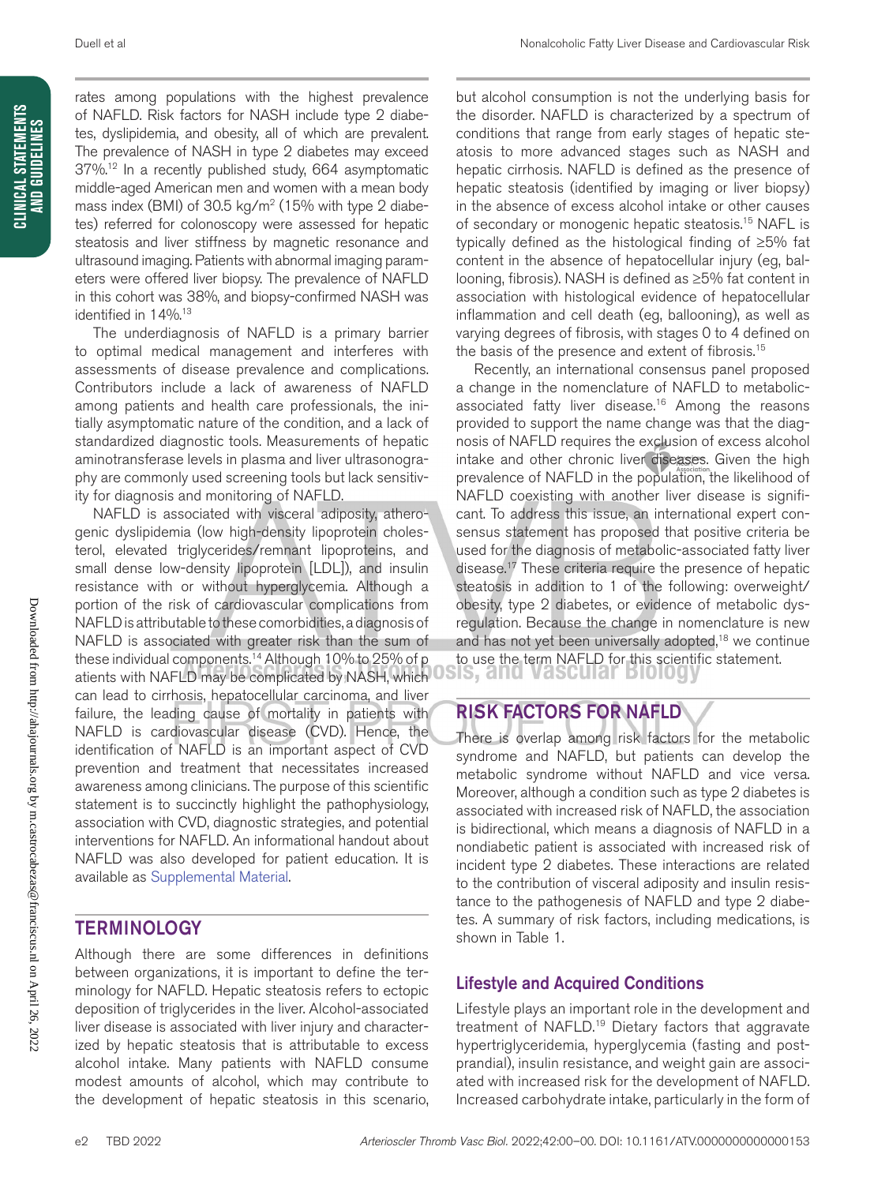rates among populations with the highest prevalence of NAFLD. Risk factors for NASH include type 2 diabetes, dyslipidemia, and obesity, all of which are prevalent. The prevalence of NASH in type 2 diabetes may exceed 37%.[12] In a recently published study, 664 asymptomatic middle-aged American men and women with a mean body mass index (BMI) of 30.5 kg/m$^2$ (15% with type 2 diabetes) referred for colonoscopy were assessed for hepatic steatosis and liver stiffness by magnetic resonance and ultrasound imaging. Patients with abnormal imaging parameters were offered liver biopsy. The prevalence of NAFLD in this cohort was 38%, and biopsy-confirmed NASH was identified in 14%.[13]

The underdiagnosis of NAFLD is a primary barrier to optimal medical management and interferes with assessments of disease prevalence and complications. Contributors include a lack of awareness of NAFLD among patients and health care professionals, the initially asymptomatic nature of the condition, and a lack of standardized diagnostic tools. Measurements of hepatic aminotransferase levels in plasma and liver ultrasonography are commonly used screening tools but lack sensitivity for diagnosis and monitoring of NAFLD.

NAFLD is associated with visceral adiposity, atherogenic dyslipidemia (low high-density lipoprotein cholesterol, elevated triglycerides/remnant lipoproteins, and small dense low-density lipoprotein [LDL]), and insulin resistance with or without hyperglycemia. Although a portion of the risk of cardiovascular complications from NAFLD is attributable to these comorbidities, a diagnosis of NAFLD is associated with greater risk than the sum of these individual components.[14] Although 10% to 25% of patients with NAFLD may be complicated by NASH, which can lead to cirrhosis, hepatocellular carcinoma, and liver failure, the leading cause of mortality in patients with NAFLD is cardiovascular disease (CVD). Hence, the identification of NAFLD is an important aspect of CVD prevention and treatment that necessitates increased awareness among clinicians. The purpose of this scientific statement is to succinctly highlight the pathophysiology, association with CVD, diagnostic strategies, and potential interventions for NAFLD. An informational handout about NAFLD was also developed for patient education. It is available as Supplemental Material.

## TERMINOLOGY

Although there are some differences in definitions between organizations, it is important to define the terminology for NAFLD. Hepatic steatosis refers to ectopic deposition of triglycerides in the liver. Alcohol-associated liver disease is associated with liver injury and characterized by hepatic steatosis that is attributable to excess alcohol intake. Many patients with NAFLD consume modest amounts of alcohol, which may contribute to the development of hepatic steatosis in this scenario, but alcohol consumption is not the underlying basis for the disorder. NAFLD is characterized by a spectrum of conditions that range from early stages of hepatic steatosis to more advanced stages such as NASH and hepatic cirrhosis. NAFLD is defined as the presence of hepatic steatosis (identified by imaging or liver biopsy) in the absence of excess alcohol intake or other causes of secondary or monogenic hepatic steatosis.[15] NAFL is typically defined as the histological finding of ≥5% fat content in the absence of hepatocellular injury (eg, ballooning, fibrosis). NASH is defined as ≥5% fat content in association with histological evidence of hepatocellular inflammation and cell death (eg, ballooning), as well as varying degrees of fibrosis, with stages 0 to 4 defined on the basis of the presence and extent of fibrosis.[15]

Recently, an international consensus panel proposed a change in the nomenclature of NAFLD to metabolic-associated fatty liver disease.[16] Among the reasons provided to support the name change was that the diagnosis of NAFLD requires the exclusion of excess alcohol intake and other chronic liver diseases. Given the high prevalence of NAFLD in the population, the likelihood of NAFLD coexisting with another liver disease is significant. To address this issue, an international expert consensus statement has proposed that positive criteria be used for the diagnosis of metabolic-associated fatty liver disease.[17] These criteria require the presence of hepatic steatosis in addition to 1 of the following: overweight/obesity, type 2 diabetes, or evidence of metabolic dysregulation. Because the change in nomenclature is new and has not yet been universally adopted,[18] we continue to use the term NAFLD for this scientific statement.

## RISK FACTORS FOR NAFLD

There is overlap among risk factors for the metabolic syndrome and NAFLD, but patients can develop the metabolic syndrome without NAFLD and vice versa. Moreover, although a condition such as type 2 diabetes is associated with increased risk of NAFLD, the association is bidirectional, which means a diagnosis of NAFLD in a nondiabetic patient is associated with increased risk of incident type 2 diabetes. These interactions are related to the contribution of visceral adiposity and insulin resistance to the pathogenesis of NAFLD and type 2 diabetes. A summary of risk factors, including medications, is shown in Table 1.

### Lifestyle and Acquired Conditions

Lifestyle plays an important role in the development and treatment of NAFLD.[19] Dietary factors that aggravate hypertriglyceridemia, hyperglycemia (fasting and postprandial), insulin resistance, and weight gain are associated with increased risk for the development of NAFLD. Increased carbohydrate intake, particularly in the form of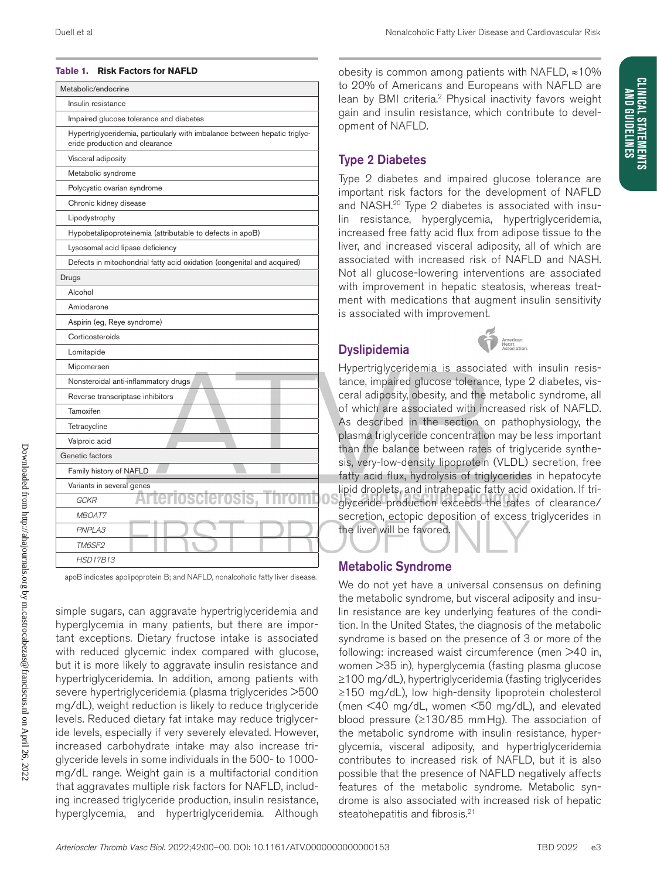**Table 1. Risk Factors for NAFLD**

| Risk factor |
|---|
| **Metabolic/endocrine** |
| Insulin resistance |
| Impaired glucose tolerance and diabetes |
| Hypertriglyceridemia, particularly with imbalance between hepatic triglyceride production and clearance |
| Visceral adiposity |
| Metabolic syndrome |
| Polycystic ovarian syndrome |
| Chronic kidney disease |
| Lipodystrophy |
| Hypobetalipoproteinemia (attributable to defects in apoB) |
| Lysosomal acid lipase deficiency |
| Defects in mitochondrial fatty acid oxidation (congenital and acquired) |
| **Drugs** |
| Alcohol |
| Amiodarone |
| Aspirin (eg, Reye syndrome) |
| Corticosteroids |
| Lomitapide |
| Mipomersen |
| Nonsteroidal anti-inflammatory drugs |
| Reverse transcriptase inhibitors |
| Tamoxifen |
| Tetracycline |
| Valproic acid |
| **Genetic factors** |
| Family history of NAFLD |
| Variants in several genes |
| *GCKR* |
| *MBOAT7* |
| *PNPLA3* |
| *TM6SF2* |
| *HSD17B13* |

apoB indicates apolipoprotein B; and NAFLD, nonalcoholic fatty liver disease.

simple sugars, can aggravate hypertriglyceridemia and hyperglycemia in many patients, but there are important exceptions. Dietary fructose intake is associated with reduced glycemic index compared with glucose, but it is more likely to aggravate insulin resistance and hypertriglyceridemia. In addition, among patients with severe hypertriglyceridemia (plasma triglycerides >500 mg/dL), weight reduction is likely to reduce triglyceride levels. Reduced dietary fat intake may reduce triglyceride levels, especially if very severely elevated. However, increased carbohydrate intake may also increase triglyceride levels in some individuals in the 500- to 1000-mg/dL range. Weight gain is a multifactorial condition that aggravates multiple risk factors for NAFLD, including increased triglyceride production, insulin resistance, hyperglycemia, and hypertriglyceridemia. Although obesity is common among patients with NAFLD, ≈10% to 20% of Americans and Europeans with NAFLD are lean by BMI criteria.[2] Physical inactivity favors weight gain and insulin resistance, which contribute to development of NAFLD.

## Type 2 Diabetes

Type 2 diabetes and impaired glucose tolerance are important risk factors for the development of NAFLD and NASH.[20] Type 2 diabetes is associated with insulin resistance, hyperglycemia, hypertriglyceridemia, increased free fatty acid flux from adipose tissue to the liver, and increased visceral adiposity, all of which are associated with increased risk of NAFLD and NASH. Not all glucose-lowering interventions are associated with improvement in hepatic steatosis, whereas treatment with medications that augment insulin sensitivity is associated with improvement.

## Dyslipidemia

Hypertriglyceridemia is associated with insulin resistance, impaired glucose tolerance, type 2 diabetes, visceral adiposity, obesity, and the metabolic syndrome, all of which are associated with increased risk of NAFLD. As described in the section on pathophysiology, the plasma triglyceride concentration may be less important than the balance between rates of triglyceride synthesis, very-low-density lipoprotein (VLDL) secretion, free fatty acid flux, hydrolysis of triglycerides in hepatocyte lipid droplets, and intrahepatic fatty acid oxidation. If triglyceride production exceeds the rates of clearance/secretion, ectopic deposition of excess triglycerides in the liver will be favored.

## Metabolic Syndrome

We do not yet have a universal consensus on defining the metabolic syndrome, but visceral adiposity and insulin resistance are key underlying features of the condition. In the United States, the diagnosis of the metabolic syndrome is based on the presence of 3 or more of the following: increased waist circumference (men >40 in, women >35 in), hyperglycemia (fasting plasma glucose ≥100 mg/dL), hypertriglyceridemia (fasting triglycerides ≥150 mg/dL), low high-density lipoprotein cholesterol (men <40 mg/dL, women <50 mg/dL), and elevated blood pressure (≥130/85 mm Hg). The association of the metabolic syndrome with insulin resistance, hyperglycemia, visceral adiposity, and hypertriglyceridemia contributes to increased risk of NAFLD, but it is also possible that the presence of NAFLD negatively affects features of the metabolic syndrome. Metabolic syndrome is also associated with increased risk of hepatic steatohepatitis and fibrosis.[21]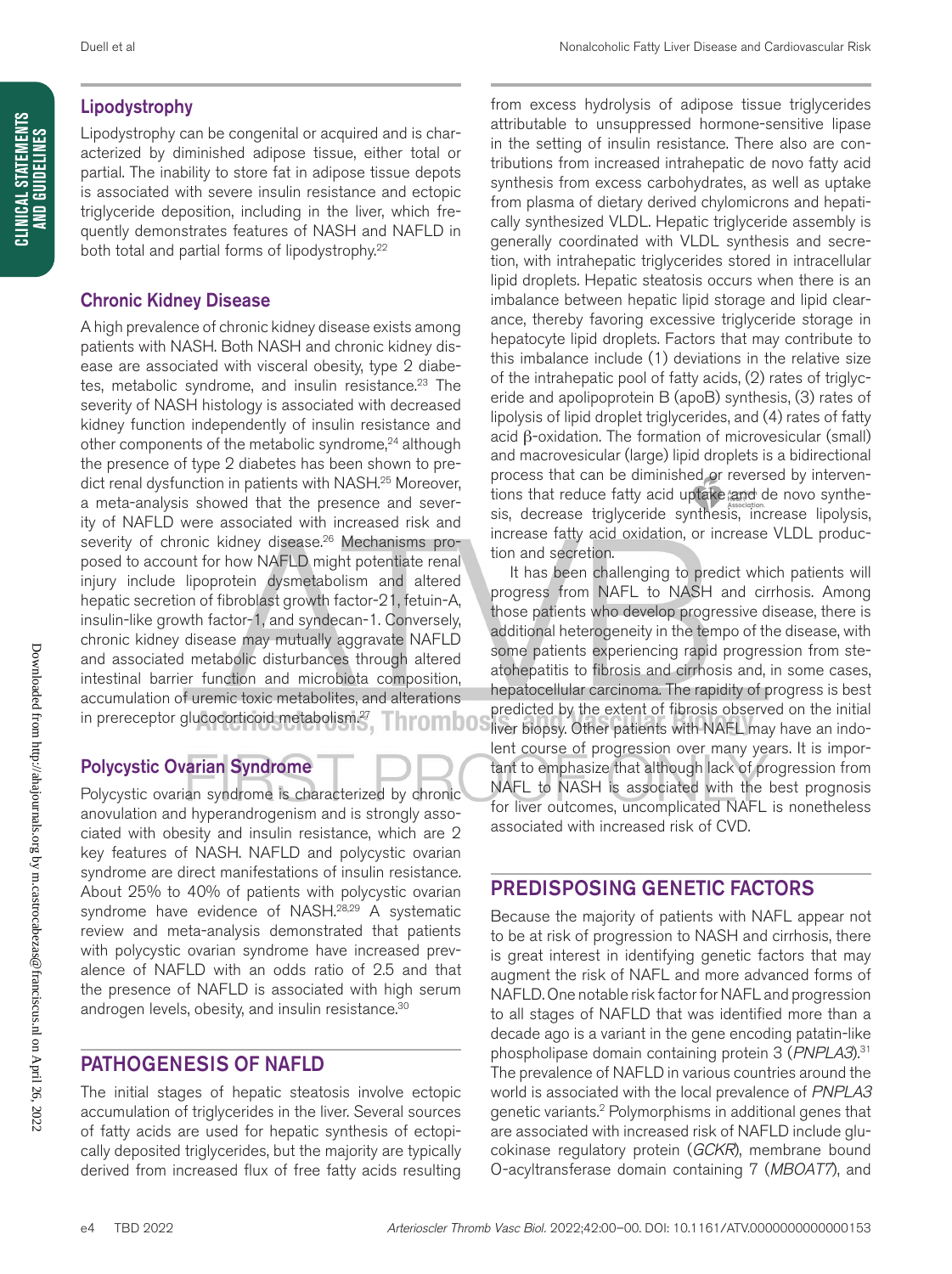## Lipodystrophy

Lipodystrophy can be congenital or acquired and is characterized by diminished adipose tissue, either total or partial. The inability to store fat in adipose tissue depots is associated with severe insulin resistance and ectopic triglyceride deposition, including in the liver, which frequently demonstrates features of NASH and NAFLD in both total and partial forms of lipodystrophy.[22]

## Chronic Kidney Disease

A high prevalence of chronic kidney disease exists among patients with NASH. Both NASH and chronic kidney disease are associated with visceral obesity, type 2 diabetes, metabolic syndrome, and insulin resistance.[23] The severity of NASH histology is associated with decreased kidney function independently of insulin resistance and other components of the metabolic syndrome,[24] although the presence of type 2 diabetes has been shown to predict renal dysfunction in patients with NASH.[25] Moreover, a meta-analysis showed that the presence and severity of NAFLD were associated with increased risk and severity of chronic kidney disease.[26] Mechanisms proposed to account for how NAFLD might potentiate renal injury include lipoprotein dysmetabolism and altered hepatic secretion of fibroblast growth factor-21, fetuin-A, insulin-like growth factor-1, and syndecan-1. Conversely, chronic kidney disease may mutually aggravate NAFLD and associated metabolic disturbances through altered intestinal barrier function and microbiota composition, accumulation of uremic toxic metabolites, and alterations in prereceptor glucocorticoid metabolism.[27]

## Polycystic Ovarian Syndrome

Polycystic ovarian syndrome is characterized by chronic anovulation and hyperandrogenism and is strongly associated with obesity and insulin resistance, which are 2 key features of NASH. NAFLD and polycystic ovarian syndrome are direct manifestations of insulin resistance. About 25% to 40% of patients with polycystic ovarian syndrome have evidence of NASH.[28,29] A systematic review and meta-analysis demonstrated that patients with polycystic ovarian syndrome have increased prevalence of NAFLD with an odds ratio of 2.5 and that the presence of NAFLD is associated with high serum androgen levels, obesity, and insulin resistance.[30]

# PATHOGENESIS OF NAFLD

The initial stages of hepatic steatosis involve ectopic accumulation of triglycerides in the liver. Several sources of fatty acids are used for hepatic synthesis of ectopically deposited triglycerides, but the majority are typically derived from increased flux of free fatty acids resulting from excess hydrolysis of adipose tissue triglycerides attributable to unsuppressed hormone-sensitive lipase in the setting of insulin resistance. There also are contributions from increased intrahepatic de novo fatty acid synthesis from excess carbohydrates, as well as uptake from plasma of dietary derived chylomicrons and hepatically synthesized VLDL. Hepatic triglyceride assembly is generally coordinated with VLDL synthesis and secretion, with intrahepatic triglycerides stored in intracellular lipid droplets. Hepatic steatosis occurs when there is an imbalance between hepatic lipid storage and lipid clearance, thereby favoring excessive triglyceride storage in hepatocyte lipid droplets. Factors that may contribute to this imbalance include (1) deviations in the relative size of the intrahepatic pool of fatty acids, (2) rates of triglyceride and apolipoprotein B (apoB) synthesis, (3) rates of lipolysis of lipid droplet triglycerides, and (4) rates of fatty acid $\beta$-oxidation. The formation of microvesicular (small) and macrovesicular (large) lipid droplets is a bidirectional process that can be diminished or reversed by interventions that reduce fatty acid uptake and de novo synthesis, decrease triglyceride synthesis, increase lipolysis, increase fatty acid oxidation, or increase VLDL production and secretion.

It has been challenging to predict which patients will progress from NAFL to NASH and cirrhosis. Among those patients who develop progressive disease, there is additional heterogeneity in the tempo of the disease, with some patients experiencing rapid progression from steatohepatitis to fibrosis and cirrhosis and, in some cases, hepatocellular carcinoma. The rapidity of progress is best predicted by the extent of fibrosis observed on the initial liver biopsy. Other patients with NAFL may have an indolent course of progression over many years. It is important to emphasize that although lack of progression from NAFL to NASH is associated with the best prognosis for liver outcomes, uncomplicated NAFL is nonetheless associated with increased risk of CVD.

# PREDISPOSING GENETIC FACTORS

Because the majority of patients with NAFL appear not to be at risk of progression to NASH and cirrhosis, there is great interest in identifying genetic factors that may augment the risk of NAFL and more advanced forms of NAFLD. One notable risk factor for NAFL and progression to all stages of NAFLD that was identified more than a decade ago is a variant in the gene encoding patatin-like phospholipase domain containing protein 3 (*PNPLA3*).[31] The prevalence of NAFLD in various countries around the world is associated with the local prevalence of *PNPLA3* genetic variants.[2] Polymorphisms in additional genes that are associated with increased risk of NAFLD include glucokinase regulatory protein (*GCKR*), membrane bound O-acyltransferase domain containing 7 (*MBOAT7*), and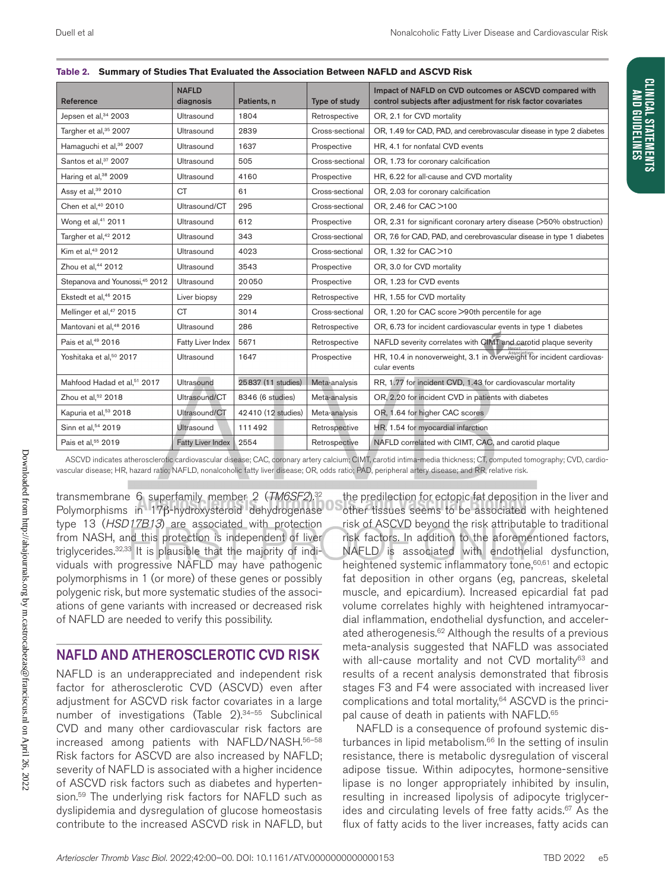**Table 2. Summary of Studies That Evaluated the Association Between NAFLD and ASCVD Risk**

| Reference | NAFLD diagnosis | Patients, n | Type of study | Impact of NAFLD on CVD outcomes or ASCVD compared with control subjects after adjustment for risk factor covariates |
|---|---|---|---|---|
| Jepsen et al,[34] 2003 | Ultrasound | 1804 | Retrospective | OR, 2.1 for CVD mortality |
| Targher et al,[35] 2007 | Ultrasound | 2839 | Cross-sectional | OR, 1.49 for CAD, PAD, and cerebrovascular disease in type 2 diabetes |
| Hamaguchi et al,[36] 2007 | Ultrasound | 1637 | Prospective | HR, 4.1 for nonfatal CVD events |
| Santos et al,[37] 2007 | Ultrasound | 505 | Cross-sectional | OR, 1.73 for coronary calcification |
| Haring et al,[38] 2009 | Ultrasound | 4160 | Prospective | HR, 6.22 for all-cause and CVD mortality |
| Assy et al,[39] 2010 | CT | 61 | Cross-sectional | OR, 2.03 for coronary calcification |
| Chen et al,[40] 2010 | Ultrasound/CT | 295 | Cross-sectional | OR, 2.46 for CAC >100 |
| Wong et al,[41] 2011 | Ultrasound | 612 | Prospective | OR, 2.31 for significant coronary artery disease (>50% obstruction) |
| Targher et al,[42] 2012 | Ultrasound | 343 | Cross-sectional | OR, 7.6 for CAD, PAD, and cerebrovascular disease in type 1 diabetes |
| Kim et al,[43] 2012 | Ultrasound | 4023 | Cross-sectional | OR, 1.32 for CAC >10 |
| Zhou et al,[44] 2012 | Ultrasound | 3543 | Prospective | OR, 3.0 for CVD mortality |
| Stepanova and Younossi,[45] 2012 | Ultrasound | 20 050 | Prospective | OR, 1.23 for CVD events |
| Ekstedt et al,[46] 2015 | Liver biopsy | 229 | Retrospective | HR, 1.55 for CVD mortality |
| Mellinger et al,[47] 2015 | CT | 3014 | Cross-sectional | OR, 1.20 for CAC score >90th percentile for age |
| Mantovani et al,[48] 2016 | Ultrasound | 286 | Retrospective | OR, 6.73 for incident cardiovascular events in type 1 diabetes |
| Pais et al,[49] 2016 | Fatty Liver Index | 5671 | Retrospective | NAFLD severity correlates with CIMT and carotid plaque severity |
| Yoshitaka et al,[50] 2017 | Ultrasound | 1647 | Prospective | HR, 10.4 in nonoverweight, 3.1 in overweight for incident cardiovascular events |
| Mahfood Hadad et al,[51] 2017 | Ultrasound | 25 837 (11 studies) | Meta-analysis | RR, 1.77 for incident CVD, 1.43 for cardiovascular mortality |
| Zhou et al,[52] 2018 | Ultrasound/CT | 8346 (6 studies) | Meta-analysis | OR, 2.20 for incident CVD in patients with diabetes |
| Kapuria et al,[53] 2018 | Ultrasound/CT | 42 410 (12 studies) | Meta-analysis | OR, 1.64 for higher CAC scores |
| Sinn et al,[54] 2019 | Ultrasound | 111 492 | Retrospective | HR, 1.54 for myocardial infarction |
| Pais et al,[55] 2019 | Fatty Liver Index | 2554 | Retrospective | NAFLD correlated with CIMT, CAC, and carotid plaque |

ASCVD indicates atherosclerotic cardiovascular disease; CAC, coronary artery calcium; CIMT, carotid intima-media thickness; CT, computed tomography; CVD, cardiovascular disease; HR, hazard ratio; NAFLD, nonalcoholic fatty liver disease; OR, odds ratio; PAD, peripheral artery disease; and RR, relative risk.

transmembrane 6 superfamily member 2 (*TM6SF2*).[32] Polymorphisms in 17β-hydroxysteroid dehydrogenase type 13 (*HSD17B13*) are associated with protection from NASH, and this protection is independent of liver triglycerides.[32,33] It is plausible that the majority of individuals with progressive NAFLD may have pathogenic polymorphisms in 1 (or more) of these genes or possibly polygenic risk, but more systematic studies of the associations of gene variants with increased or decreased risk of NAFLD are needed to verify this possibility.

## NAFLD AND ATHEROSCLEROTIC CVD RISK

NAFLD is an underappreciated and independent risk factor for atherosclerotic CVD (ASCVD) even after adjustment for ASCVD risk factor covariates in a large number of investigations (Table 2).[34–55] Subclinical CVD and many other cardiovascular risk factors are increased among patients with NAFLD/NASH.[56–58] Risk factors for ASCVD are also increased by NAFLD; severity of NAFLD is associated with a higher incidence of ASCVD risk factors such as diabetes and hypertension.[59] The underlying risk factors for NAFLD such as dyslipidemia and dysregulation of glucose homeostasis contribute to the increased ASCVD risk in NAFLD, but the predilection for ectopic fat deposition in the liver and other tissues seems to be associated with heightened risk of ASCVD beyond the risk attributable to traditional risk factors. In addition to the aforementioned factors, NAFLD is associated with endothelial dysfunction, heightened systemic inflammatory tone,[60,61] and ectopic fat deposition in other organs (eg, pancreas, skeletal muscle, and epicardium). Increased epicardial fat pad volume correlates highly with heightened intramyocardial inflammation, endothelial dysfunction, and accelerated atherogenesis.[62] Although the results of a previous meta-analysis suggested that NAFLD was associated with all-cause mortality and not CVD mortality[63] and results of a recent analysis demonstrated that fibrosis stages F3 and F4 were associated with increased liver complications and total mortality,[64] ASCVD is the principal cause of death in patients with NAFLD.[65]

NAFLD is a consequence of profound systemic disturbances in lipid metabolism.[66] In the setting of insulin resistance, there is metabolic dysregulation of visceral adipose tissue. Within adipocytes, hormone-sensitive lipase is no longer appropriately inhibited by insulin, resulting in increased lipolysis of adipocyte triglycerides and circulating levels of free fatty acids.[67] As the flux of fatty acids to the liver increases, fatty acids can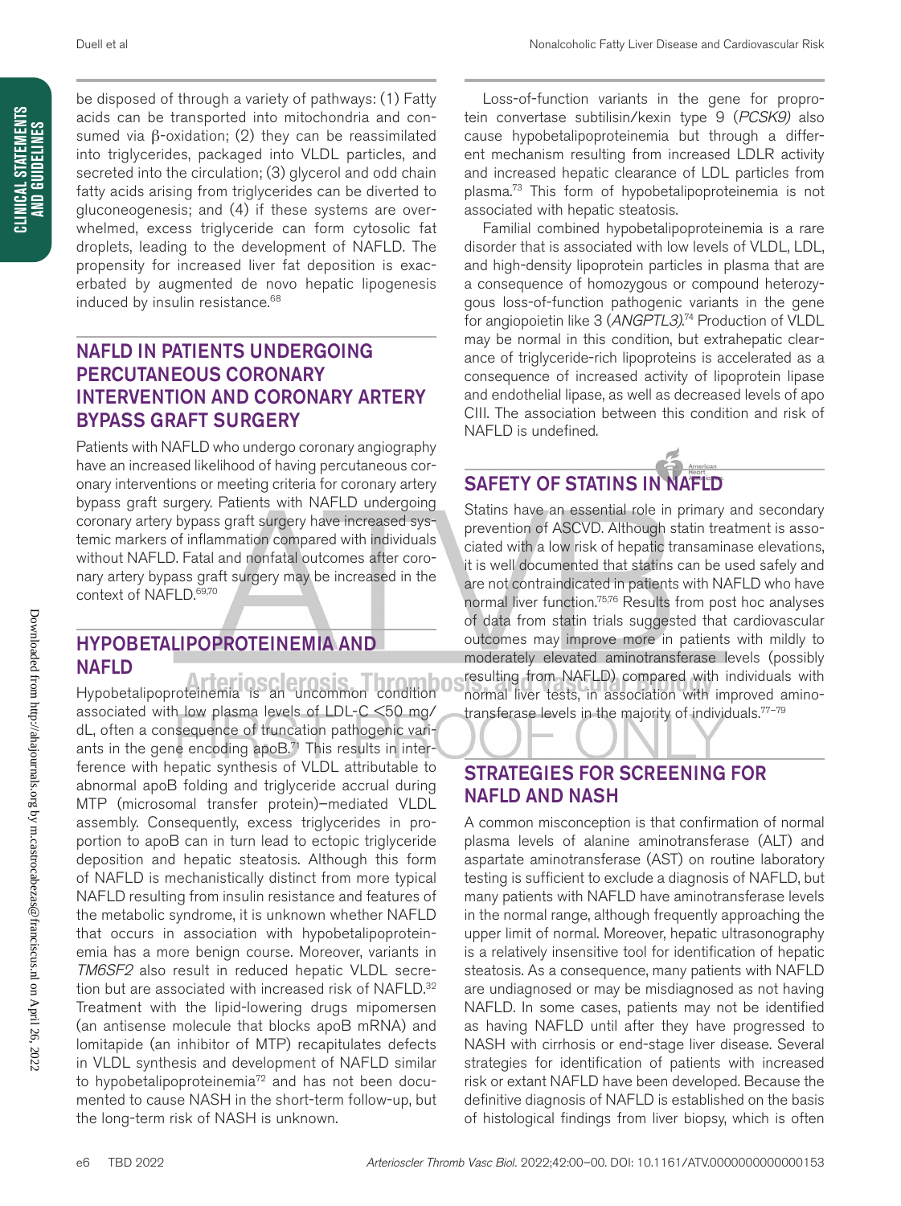be disposed of through a variety of pathways: (1) Fatty acids can be transported into mitochondria and consumed via β-oxidation; (2) they can be reassimilated into triglycerides, packaged into VLDL particles, and secreted into the circulation; (3) glycerol and odd chain fatty acids arising from triglycerides can be diverted to gluconeogenesis; and (4) if these systems are overwhelmed, excess triglyceride can form cytosolic fat droplets, leading to the development of NAFLD. The propensity for increased liver fat deposition is exacerbated by augmented de novo hepatic lipogenesis induced by insulin resistance.[68]

## NAFLD IN PATIENTS UNDERGOING PERCUTANEOUS CORONARY INTERVENTION AND CORONARY ARTERY BYPASS GRAFT SURGERY

Patients with NAFLD who undergo coronary angiography have an increased likelihood of having percutaneous coronary interventions or meeting criteria for coronary artery bypass graft surgery. Patients with NAFLD undergoing coronary artery bypass graft surgery have increased systemic markers of inflammation compared with individuals without NAFLD. Fatal and nonfatal outcomes after coronary artery bypass graft surgery may be increased in the context of NAFLD.[69,70]

## HYPOBETALIPOPROTEINEMIA AND NAFLD

Hypobetalipoproteinemia is an uncommon condition associated with low plasma levels of LDL-C <50 mg/dL, often a consequence of truncation pathogenic variants in the gene encoding apoB.[71] This results in interference with hepatic synthesis of VLDL attributable to abnormal apoB folding and triglyceride accrual during MTP (microsomal transfer protein)–mediated VLDL assembly. Consequently, excess triglycerides in proportion to apoB can in turn lead to ectopic triglyceride deposition and hepatic steatosis. Although this form of NAFLD is mechanistically distinct from more typical NAFLD resulting from insulin resistance and features of the metabolic syndrome, it is unknown whether NAFLD that occurs in association with hypobetalipoproteinemia has a more benign course. Moreover, variants in *TM6SF2* also result in reduced hepatic VLDL secretion but are associated with increased risk of NAFLD.[32] Treatment with the lipid-lowering drugs mipomersen (an antisense molecule that blocks apoB mRNA) and lomitapide (an inhibitor of MTP) recapitulates defects in VLDL synthesis and development of NAFLD similar to hypobetalipoproteinemia[72] and has not been documented to cause NASH in the short-term follow-up, but the long-term risk of NASH is unknown.

Loss-of-function variants in the gene for proprotein convertase subtilisin/kexin type 9 (*PCSK9*) also cause hypobetalipoproteinemia but through a different mechanism resulting from increased LDLR activity and increased hepatic clearance of LDL particles from plasma.[73] This form of hypobetalipoproteinemia is not associated with hepatic steatosis.

Familial combined hypobetalipoproteinemia is a rare disorder that is associated with low levels of VLDL, LDL, and high-density lipoprotein particles in plasma that are a consequence of homozygous or compound heterozygous loss-of-function pathogenic variants in the gene for angiopoietin like 3 (*ANGPTL3*).[74] Production of VLDL may be normal in this condition, but extrahepatic clearance of triglyceride-rich lipoproteins is accelerated as a consequence of increased activity of lipoprotein lipase and endothelial lipase, as well as decreased levels of apo CIII. The association between this condition and risk of NAFLD is undefined.

## SAFETY OF STATINS IN NAFLD

Statins have an essential role in primary and secondary prevention of ASCVD. Although statin treatment is associated with a low risk of hepatic transaminase elevations, it is well documented that statins can be used safely and are not contraindicated in patients with NAFLD who have normal liver function.[75,76] Results from post hoc analyses of data from statin trials suggested that cardiovascular outcomes may improve more in patients with mildly to moderately elevated aminotransferase levels (possibly resulting from NAFLD) compared with individuals with normal liver tests, in association with improved aminotransferase levels in the majority of individuals.[77–79]

## STRATEGIES FOR SCREENING FOR NAFLD AND NASH

A common misconception is that confirmation of normal plasma levels of alanine aminotransferase (ALT) and aspartate aminotransferase (AST) on routine laboratory testing is sufficient to exclude a diagnosis of NAFLD, but many patients with NAFLD have aminotransferase levels in the normal range, although frequently approaching the upper limit of normal. Moreover, hepatic ultrasonography is a relatively insensitive tool for identification of hepatic steatosis. As a consequence, many patients with NAFLD are undiagnosed or may be misdiagnosed as not having NAFLD. In some cases, patients may not be identified as having NAFLD until after they have progressed to NASH with cirrhosis or end-stage liver disease. Several strategies for identification of patients with increased risk or extant NAFLD have been developed. Because the definitive diagnosis of NAFLD is established on the basis of histological findings from liver biopsy, which is often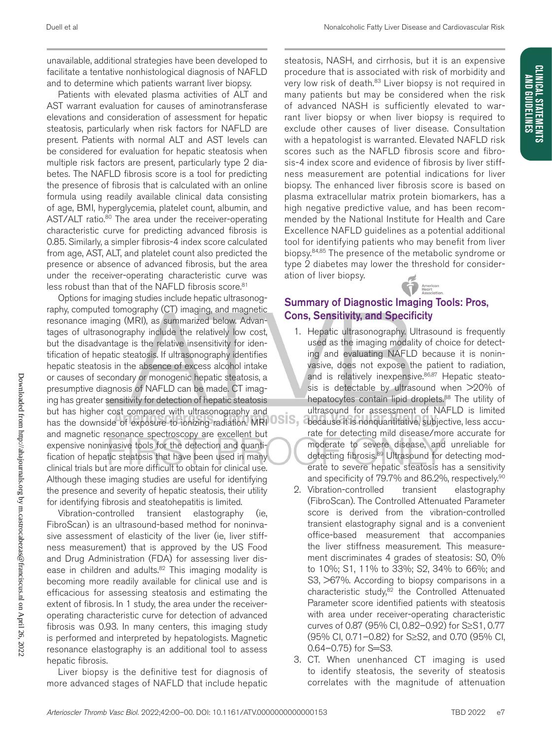unavailable, additional strategies have been developed to facilitate a tentative nonhistological diagnosis of NAFLD and to determine which patients warrant liver biopsy.

Patients with elevated plasma activities of ALT and AST warrant evaluation for causes of aminotransferase elevations and consideration of assessment for hepatic steatosis, particularly when risk factors for NAFLD are present. Patients with normal ALT and AST levels can be considered for evaluation for hepatic steatosis when multiple risk factors are present, particularly type 2 diabetes. The NAFLD fibrosis score is a tool for predicting the presence of fibrosis that is calculated with an online formula using readily available clinical data consisting of age, BMI, hyperglycemia, platelet count, albumin, and AST/ALT ratio.[80] The area under the receiver-operating characteristic curve for predicting advanced fibrosis is 0.85. Similarly, a simpler fibrosis-4 index score calculated from age, AST, ALT, and platelet count also predicted the presence or absence of advanced fibrosis, but the area under the receiver-operating characteristic curve was less robust than that of the NAFLD fibrosis score.[81]

Options for imaging studies include hepatic ultrasonography, computed tomography (CT) imaging, and magnetic resonance imaging (MRI), as summarized below. Advantages of ultrasonography include the relatively low cost, but the disadvantage is the relative insensitivity for identification of hepatic steatosis. If ultrasonography identifies hepatic steatosis in the absence of excess alcohol intake or causes of secondary or monogenic hepatic steatosis, a presumptive diagnosis of NAFLD can be made. CT imaging has greater sensitivity for detection of hepatic steatosis but has higher cost compared with ultrasonography and has the downside of exposure to ionizing radiation. MRI and magnetic resonance spectroscopy are excellent but expensive noninvasive tools for the detection and quantification of hepatic steatosis that have been used in many clinical trials but are more difficult to obtain for clinical use. Although these imaging studies are useful for identifying the presence and severity of hepatic steatosis, their utility for identifying fibrosis and steatohepatitis is limited.

Vibration-controlled transient elastography (ie, FibroScan) is an ultrasound-based method for noninvasive assessment of elasticity of the liver (ie, liver stiffness measurement) that is approved by the US Food and Drug Administration (FDA) for assessing liver disease in children and adults.[82] This imaging modality is becoming more readily available for clinical use and is efficacious for assessing steatosis and estimating the extent of fibrosis. In 1 study, the area under the receiver-operating characteristic curve for detection of advanced fibrosis was 0.93. In many centers, this imaging study is performed and interpreted by hepatologists. Magnetic resonance elastography is an additional tool to assess hepatic fibrosis.

Liver biopsy is the definitive test for diagnosis of more advanced stages of NAFLD that include hepatic steatosis, NASH, and cirrhosis, but it is an expensive procedure that is associated with risk of morbidity and very low risk of death.[83] Liver biopsy is not required in many patients but may be considered when the risk of advanced NASH is sufficiently elevated to warrant liver biopsy or when liver biopsy is required to exclude other causes of liver disease. Consultation with a hepatologist is warranted. Elevated NAFLD risk scores such as the NAFLD fibrosis score and fibrosis-4 index score and evidence of fibrosis by liver stiffness measurement are potential indications for liver biopsy. The enhanced liver fibrosis score is based on plasma extracellular matrix protein biomarkers, has a high negative predictive value, and has been recommended by the National Institute for Health and Care Excellence NAFLD guidelines as a potential additional tool for identifying patients who may benefit from liver biopsy.[84,85] The presence of the metabolic syndrome or type 2 diabetes may lower the threshold for consideration of liver biopsy.

## Summary of Diagnostic Imaging Tools: Pros, Cons, Sensitivity, and Specificity

1. Hepatic ultrasonography. Ultrasound is frequently used as the imaging modality of choice for detecting and evaluating NAFLD because it is noninvasive, does not expose the patient to radiation, and is relatively inexpensive.[86,87] Hepatic steatosis is detectable by ultrasound when >20% of hepatocytes contain lipid droplets.[88] The utility of ultrasound for assessment of NAFLD is limited because it is nonquantitative, subjective, less accurate for detecting mild disease/more accurate for moderate to severe disease, and unreliable for detecting fibrosis.[89] Ultrasound for detecting moderate to severe hepatic steatosis has a sensitivity and specificity of 79.7% and 86.2%, respectively.[90]
2. Vibration-controlled transient elastography (FibroScan). The Controlled Attenuated Parameter score is derived from the vibration-controlled transient elastography signal and is a convenient office-based measurement that accompanies the liver stiffness measurement. This measurement discriminates 4 grades of steatosis: S0, 0% to 10%; S1, 11% to 33%; S2, 34% to 66%; and S3, >67%. According to biopsy comparisons in a characteristic study,[82] the Controlled Attenuated Parameter score identified patients with steatosis with area under receiver-operating characteristic curves of 0.87 (95% CI, 0.82–0.92) for S≥S1, 0.77 (95% CI, 0.71–0.82) for S≥S2, and 0.70 (95% CI, 0.64–0.75) for S=S3.
3. CT. When unenhanced CT imaging is used to identify steatosis, the severity of steatosis correlates with the magnitude of attenuation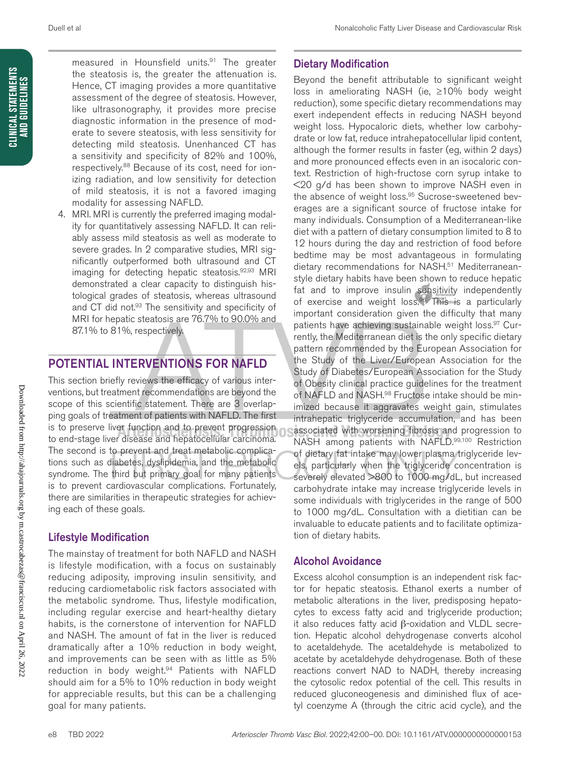measured in Hounsfield units.[91] The greater the steatosis is, the greater the attenuation is. Hence, CT imaging provides a more quantitative assessment of the degree of steatosis. However, like ultrasonography, it provides more precise diagnostic information in the presence of moderate to severe steatosis, with less sensitivity for detecting mild steatosis. Unenhanced CT has a sensitivity and specificity of 82% and 100%, respectively.[88] Because of its cost, need for ionizing radiation, and low sensitivity for detection of mild steatosis, it is not a favored imaging modality for assessing NAFLD.

4. MRI. MRI is currently the preferred imaging modality for quantitatively assessing NAFLD. It can reliably assess mild steatosis as well as moderate to severe grades. In 2 comparative studies, MRI significantly outperformed both ultrasound and CT imaging for detecting hepatic steatosis.[92,93] MRI demonstrated a clear capacity to distinguish histological grades of steatosis, whereas ultrasound and CT did not.[93] The sensitivity and specificity of MRI for hepatic steatosis are 76.7% to 90.0% and 87.1% to 81%, respectively.

## POTENTIAL INTERVENTIONS FOR NAFLD

This section briefly reviews the efficacy of various interventions, but treatment recommendations are beyond the scope of this scientific statement. There are 3 overlapping goals of treatment of patients with NAFLD. The first is to preserve liver function and to prevent progression to end-stage liver disease and hepatocellular carcinoma. The second is to prevent and treat metabolic complications such as diabetes, dyslipidemia, and the metabolic syndrome. The third but primary goal for many patients is to prevent cardiovascular complications. Fortunately, there are similarities in therapeutic strategies for achieving each of these goals.

### Lifestyle Modification

The mainstay of treatment for both NAFLD and NASH is lifestyle modification, with a focus on sustainably reducing adiposity, improving insulin sensitivity, and reducing cardiometabolic risk factors associated with the metabolic syndrome. Thus, lifestyle modification, including regular exercise and heart-healthy dietary habits, is the cornerstone of intervention for NAFLD and NASH. The amount of fat in the liver is reduced dramatically after a 10% reduction in body weight, and improvements can be seen with as little as 5% reduction in body weight.[94] Patients with NAFLD should aim for a 5% to 10% reduction in body weight for appreciable results, but this can be a challenging goal for many patients.

### Dietary Modification

Beyond the benefit attributable to significant weight loss in ameliorating NASH (ie, ≥10% body weight reduction), some specific dietary recommendations may exert independent effects in reducing NASH beyond weight loss. Hypocaloric diets, whether low carbohydrate or low fat, reduce intrahepatocellular lipid content, although the former results in faster (eg, within 2 days) and more pronounced effects even in an isocaloric context. Restriction of high-fructose corn syrup intake to <20 g/d has been shown to improve NASH even in the absence of weight loss.[95] Sucrose-sweetened beverages are a significant source of fructose intake for many individuals. Consumption of a Mediterranean-like diet with a pattern of dietary consumption limited to 8 to 12 hours during the day and restriction of food before bedtime may be most advantageous in formulating dietary recommendations for NASH.[51] Mediterranean-style dietary habits have been shown to reduce hepatic fat and to improve insulin sensitivity independently of exercise and weight loss.[96] This is a particularly important consideration given the difficulty that many patients have achieving sustainable weight loss.[97] Currently, the Mediterranean diet is the only specific dietary pattern recommended by the European Association for the Study of the Liver/European Association for the Study of Diabetes/European Association for the Study of Obesity clinical practice guidelines for the treatment of NAFLD and NASH.[98] Fructose intake should be minimized because it aggravates weight gain, stimulates intrahepatic triglyceride accumulation, and has been associated with worsening fibrosis and progression to NASH among patients with NAFLD.[99,100] Restriction of dietary fat intake may lower plasma triglyceride levels, particularly when the triglyceride concentration is severely elevated >800 to 1000 mg/dL, but increased carbohydrate intake may increase triglyceride levels in some individuals with triglycerides in the range of 500 to 1000 mg/dL. Consultation with a dietitian can be invaluable to educate patients and to facilitate optimization of dietary habits.

### Alcohol Avoidance

Excess alcohol consumption is an independent risk factor for hepatic steatosis. Ethanol exerts a number of metabolic alterations in the liver, predisposing hepatocytes to excess fatty acid and triglyceride production; it also reduces fatty acid β-oxidation and VLDL secretion. Hepatic alcohol dehydrogenase converts alcohol to acetaldehyde. The acetaldehyde is metabolized to acetate by acetaldehyde dehydrogenase. Both of these reactions convert NAD to NADH, thereby increasing the cytosolic redox potential of the cell. This results in reduced gluconeogenesis and diminished flux of acetyl coenzyme A (through the citric acid cycle), and the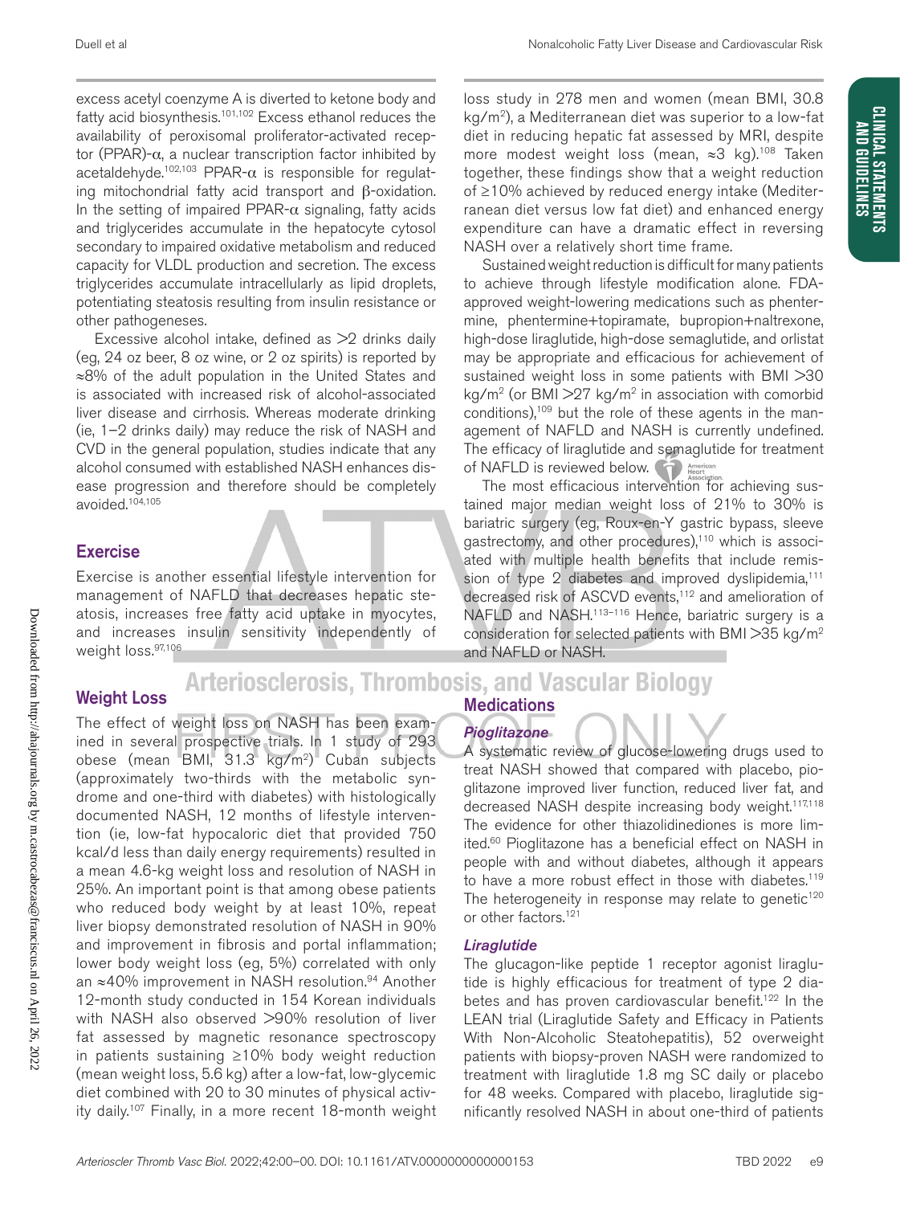excess acetyl coenzyme A is diverted to ketone body and fatty acid biosynthesis.[101,102] Excess ethanol reduces the availability of peroxisomal proliferator-activated receptor (PPAR)-α, a nuclear transcription factor inhibited by acetaldehyde.[102,103] PPAR-α is responsible for regulating mitochondrial fatty acid transport and β-oxidation. In the setting of impaired PPAR-α signaling, fatty acids and triglycerides accumulate in the hepatocyte cytosol secondary to impaired oxidative metabolism and reduced capacity for VLDL production and secretion. The excess triglycerides accumulate intracellularly as lipid droplets, potentiating steatosis resulting from insulin resistance or other pathogeneses.

Excessive alcohol intake, defined as >2 drinks daily (eg, 24 oz beer, 8 oz wine, or 2 oz spirits) is reported by ≈8% of the adult population in the United States and is associated with increased risk of alcohol-associated liver disease and cirrhosis. Whereas moderate drinking (ie, 1–2 drinks daily) may reduce the risk of NASH and CVD in the general population, studies indicate that any alcohol consumed with established NASH enhances disease progression and therefore should be completely avoided.[104,105]

## Exercise

Exercise is another essential lifestyle intervention for management of NAFLD that decreases hepatic steatosis, increases free fatty acid uptake in myocytes, and increases insulin sensitivity independently of weight loss.[97,106]

## Weight Loss

The effect of weight loss on NASH has been examined in several prospective trials. In 1 study of 293 obese (mean BMI, 31.3 kg/m²) Cuban subjects (approximately two-thirds with the metabolic syndrome and one-third with diabetes) with histologically documented NASH, 12 months of lifestyle intervention (ie, low-fat hypocaloric diet that provided 750 kcal/d less than daily energy requirements) resulted in a mean 4.6-kg weight loss and resolution of NASH in 25%. An important point is that among obese patients who reduced body weight by at least 10%, repeat liver biopsy demonstrated resolution of NASH in 90% and improvement in fibrosis and portal inflammation; lower body weight loss (eg, 5%) correlated with only an ≈40% improvement in NASH resolution.[94] Another 12-month study conducted in 154 Korean individuals with NASH also observed >90% resolution of liver fat assessed by magnetic resonance spectroscopy in patients sustaining ≥10% body weight reduction (mean weight loss, 5.6 kg) after a low-fat, low-glycemic diet combined with 20 to 30 minutes of physical activity daily.[107] Finally, in a more recent 18-month weight loss study in 278 men and women (mean BMI, 30.8 kg/m²), a Mediterranean diet was superior to a low-fat diet in reducing hepatic fat assessed by MRI, despite more modest weight loss (mean, ≈3 kg).[108] Taken together, these findings show that a weight reduction of ≥10% achieved by reduced energy intake (Mediterranean diet versus low fat diet) and enhanced energy expenditure can have a dramatic effect in reversing NASH over a relatively short time frame.

Sustained weight reduction is difficult for many patients to achieve through lifestyle modification alone. FDA-approved weight-lowering medications such as phentermine, phentermine+topiramate, bupropion+naltrexone, high-dose liraglutide, high-dose semaglutide, and orlistat may be appropriate and efficacious for achievement of sustained weight loss in some patients with BMI >30 kg/m² (or BMI >27 kg/m² in association with comorbid conditions),[109] but the role of these agents in the management of NAFLD and NASH is currently undefined. The efficacy of liraglutide and semaglutide for treatment of NAFLD is reviewed below.

The most efficacious intervention for achieving sustained major median weight loss of 21% to 30% is bariatric surgery (eg, Roux-en-Y gastric bypass, sleeve gastrectomy, and other procedures),[110] which is associated with multiple health benefits that include remission of type 2 diabetes and improved dyslipidemia,[111] decreased risk of ASCVD events,[112] and amelioration of NAFLD and NASH.[113–116] Hence, bariatric surgery is a consideration for selected patients with BMI >35 kg/m² and NAFLD or NASH.

## Medications

### *Pioglitazone*

A systematic review of glucose-lowering drugs used to treat NASH showed that compared with placebo, pioglitazone improved liver function, reduced liver fat, and decreased NASH despite increasing body weight.[117,118] The evidence for other thiazolidinediones is more limited.[60] Pioglitazone has a beneficial effect on NASH in people with and without diabetes, although it appears to have a more robust effect in those with diabetes.[119] The heterogeneity in response may relate to genetic[120] or other factors.[121]

### *Liraglutide*

The glucagon-like peptide 1 receptor agonist liraglutide is highly efficacious for treatment of type 2 diabetes and has proven cardiovascular benefit.[122] In the LEAN trial (Liraglutide Safety and Efficacy in Patients With Non-Alcoholic Steatohepatitis), 52 overweight patients with biopsy-proven NASH were randomized to treatment with liraglutide 1.8 mg SC daily or placebo for 48 weeks. Compared with placebo, liraglutide significantly resolved NASH in about one-third of patients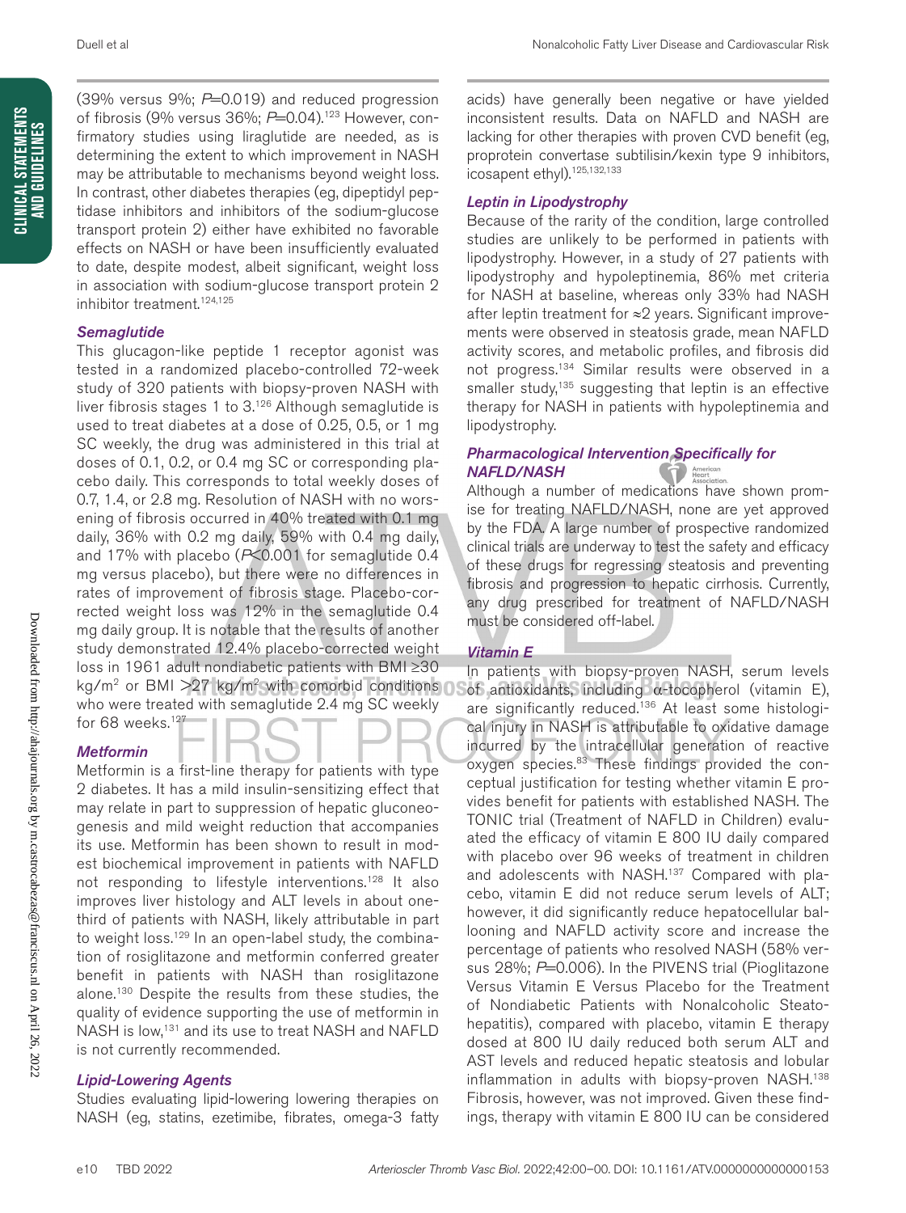(39% versus 9%; $P$=0.019) and reduced progression of fibrosis (9% versus 36%; $P$=0.04).[123] However, confirmatory studies using liraglutide are needed, as is determining the extent to which improvement in NASH may be attributable to mechanisms beyond weight loss. In contrast, other diabetes therapies (eg, dipeptidyl peptidase inhibitors and inhibitors of the sodium-glucose transport protein 2) either have exhibited no favorable effects on NASH or have been insufficiently evaluated to date, despite modest, albeit significant, weight loss in association with sodium-glucose transport protein 2 inhibitor treatment.[124,125]

### *Semaglutide*

This glucagon-like peptide 1 receptor agonist was tested in a randomized placebo-controlled 72-week study of 320 patients with biopsy-proven NASH with liver fibrosis stages 1 to 3.[126] Although semaglutide is used to treat diabetes at a dose of 0.25, 0.5, or 1 mg SC weekly, the drug was administered in this trial at doses of 0.1, 0.2, or 0.4 mg SC or corresponding placebo daily. This corresponds to total weekly doses of 0.7, 1.4, or 2.8 mg. Resolution of NASH with no worsening of fibrosis occurred in 40% treated with 0.1 mg daily, 36% with 0.2 mg daily, 59% with 0.4 mg daily, and 17% with placebo ($P$<0.001 for semaglutide 0.4 mg versus placebo), but there were no differences in rates of improvement of fibrosis stage. Placebo-corrected weight loss was 12% in the semaglutide 0.4 mg daily group. It is notable that the results of another study demonstrated 12.4% placebo-corrected weight loss in 1961 adult nondiabetic patients with BMI ≥30 kg/m² or BMI >27 kg/m² with comorbid conditions who were treated with semaglutide 2.4 mg SC weekly for 68 weeks.[127]

### *Metformin*

Metformin is a first-line therapy for patients with type 2 diabetes. It has a mild insulin-sensitizing effect that may relate in part to suppression of hepatic gluconeogenesis and mild weight reduction that accompanies its use. Metformin has been shown to result in modest biochemical improvement in patients with NAFLD not responding to lifestyle interventions.[128] It also improves liver histology and ALT levels in about one-third of patients with NASH, likely attributable in part to weight loss.[129] In an open-label study, the combination of rosiglitazone and metformin conferred greater benefit in patients with NASH than rosiglitazone alone.[130] Despite the results from these studies, the quality of evidence supporting the use of metformin in NASH is low,[131] and its use to treat NASH and NAFLD is not currently recommended.

### *Lipid-Lowering Agents*

Studies evaluating lipid-lowering lowering therapies on NASH (eg, statins, ezetimibe, fibrates, omega-3 fatty acids) have generally been negative or have yielded inconsistent results. Data on NAFLD and NASH are lacking for other therapies with proven CVD benefit (eg, proprotein convertase subtilisin/kexin type 9 inhibitors, icosapent ethyl).[125,132,133]

### *Leptin in Lipodystrophy*

Because of the rarity of the condition, large controlled studies are unlikely to be performed in patients with lipodystrophy. However, in a study of 27 patients with lipodystrophy and hypoleptinemia, 86% met criteria for NASH at baseline, whereas only 33% had NASH after leptin treatment for ≈2 years. Significant improvements were observed in steatosis grade, mean NAFLD activity scores, and metabolic profiles, and fibrosis did not progress.[134] Similar results were observed in a smaller study,[135] suggesting that leptin is an effective therapy for NASH in patients with hypoleptinemia and lipodystrophy.

### *Pharmacological Intervention Specifically for NAFLD/NASH*

Although a number of medications have shown promise for treating NAFLD/NASH, none are yet approved by the FDA. A large number of prospective randomized clinical trials are underway to test the safety and efficacy of these drugs for regressing steatosis and preventing fibrosis and progression to hepatic cirrhosis. Currently, any drug prescribed for treatment of NAFLD/NASH must be considered off-label.

### *Vitamin E*

In patients with biopsy-proven NASH, serum levels of antioxidants, including α-tocopherol (vitamin E), are significantly reduced.[136] At least some histological injury in NASH is attributable to oxidative damage incurred by the intracellular generation of reactive oxygen species.[83] These findings provided the conceptual justification for testing whether vitamin E provides benefit for patients with established NASH. The TONIC trial (Treatment of NAFLD in Children) evaluated the efficacy of vitamin E 800 IU daily compared with placebo over 96 weeks of treatment in children and adolescents with NASH.[137] Compared with placebo, vitamin E did not reduce serum levels of ALT; however, it did significantly reduce hepatocellular ballooning and NAFLD activity score and increase the percentage of patients who resolved NASH (58% versus 28%; $P$=0.006). In the PIVENS trial (Pioglitazone Versus Vitamin E Versus Placebo for the Treatment of Nondiabetic Patients with Nonalcoholic Steatohepatitis), compared with placebo, vitamin E therapy dosed at 800 IU daily reduced both serum ALT and AST levels and reduced hepatic steatosis and lobular inflammation in adults with biopsy-proven NASH.[138] Fibrosis, however, was not improved. Given these findings, therapy with vitamin E 800 IU can be considered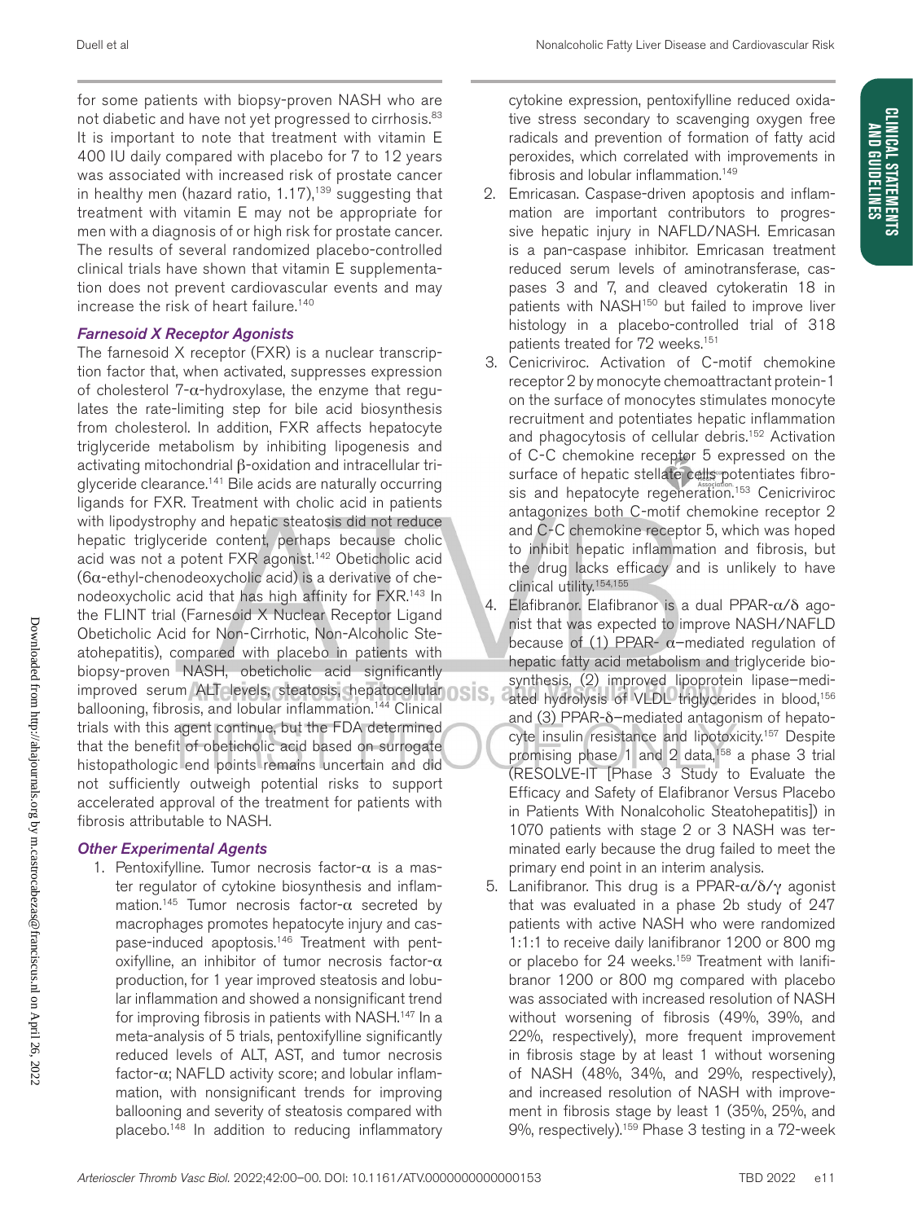for some patients with biopsy-proven NASH who are not diabetic and have not yet progressed to cirrhosis.[83] It is important to note that treatment with vitamin E 400 IU daily compared with placebo for 7 to 12 years was associated with increased risk of prostate cancer in healthy men (hazard ratio, 1.17),[139] suggesting that treatment with vitamin E may not be appropriate for men with a diagnosis of or high risk for prostate cancer. The results of several randomized placebo-controlled clinical trials have shown that vitamin E supplementation does not prevent cardiovascular events and may increase the risk of heart failure.[140]

### *Farnesoid X Receptor Agonists*

The farnesoid X receptor (FXR) is a nuclear transcription factor that, when activated, suppresses expression of cholesterol 7-α-hydroxylase, the enzyme that regulates the rate-limiting step for bile acid biosynthesis from cholesterol. In addition, FXR affects hepatocyte triglyceride metabolism by inhibiting lipogenesis and activating mitochondrial β-oxidation and intracellular triglyceride clearance.[141] Bile acids are naturally occurring ligands for FXR. Treatment with cholic acid in patients with lipodystrophy and hepatic steatosis did not reduce hepatic triglyceride content, perhaps because cholic acid was not a potent FXR agonist.[142] Obeticholic acid (6α-ethyl-chenodeoxycholic acid) is a derivative of chenodeoxycholic acid that has high affinity for FXR.[143] In the FLINT trial (Farnesoid X Nuclear Receptor Ligand Obeticholic Acid for Non-Cirrhotic, Non-Alcoholic Steatohepatitis), compared with placebo in patients with biopsy-proven NASH, obeticholic acid significantly improved serum ALT levels, steatosis, hepatocellular ballooning, fibrosis, and lobular inflammation.[144] Clinical trials with this agent continue, but the FDA determined that the benefit of obeticholic acid based on surrogate histopathologic end points remains uncertain and did not sufficiently outweigh potential risks to support accelerated approval of the treatment for patients with fibrosis attributable to NASH.

### *Other Experimental Agents*

1. Pentoxifylline. Tumor necrosis factor-α is a master regulator of cytokine biosynthesis and inflammation.[145] Tumor necrosis factor-α secreted by macrophages promotes hepatocyte injury and caspase-induced apoptosis.[146] Treatment with pentoxifylline, an inhibitor of tumor necrosis factor-α production, for 1 year improved steatosis and lobular inflammation and showed a nonsignificant trend for improving fibrosis in patients with NASH.[147] In a meta-analysis of 5 trials, pentoxifylline significantly reduced levels of ALT, AST, and tumor necrosis factor-α; NAFLD activity score; and lobular inflammation, with nonsignificant trends for improving ballooning and severity of steatosis compared with placebo.[148] In addition to reducing inflammatory cytokine expression, pentoxifylline reduced oxidative stress secondary to scavenging oxygen free radicals and prevention of formation of fatty acid peroxides, which correlated with improvements in fibrosis and lobular inflammation.[149]
2. Emricasan. Caspase-driven apoptosis and inflammation are important contributors to progressive hepatic injury in NAFLD/NASH. Emricasan is a pan-caspase inhibitor. Emricasan treatment reduced serum levels of aminotransferase, caspases 3 and 7, and cleaved cytokeratin 18 in patients with NASH[150] but failed to improve liver histology in a placebo-controlled trial of 318 patients treated for 72 weeks.[151]
3. Cenicriviroc. Activation of C-motif chemokine receptor 2 by monocyte chemoattractant protein-1 on the surface of monocytes stimulates monocyte recruitment and potentiates hepatic inflammation and phagocytosis of cellular debris.[152] Activation of C-C chemokine receptor 5 expressed on the surface of hepatic stellate cells potentiates fibrosis and hepatocyte regeneration.[153] Cenicriviroc antagonizes both C-motif chemokine receptor 2 and C-C chemokine receptor 5, which was hoped to inhibit hepatic inflammation and fibrosis, but the drug lacks efficacy and is unlikely to have clinical utility.[154,155]
4. Elafibranor. Elafibranor is a dual PPAR-α/δ agonist that was expected to improve NASH/NAFLD because of (1) PPAR- α–mediated regulation of hepatic fatty acid metabolism and triglyceride biosynthesis, (2) improved lipoprotein lipase–mediated hydrolysis of VLDL triglycerides in blood,[156] and (3) PPAR-δ–mediated antagonism of hepatocyte insulin resistance and lipotoxicity.[157] Despite promising phase 1 and 2 data,[158] a phase 3 trial (RESOLVE-IT [Phase 3 Study to Evaluate the Efficacy and Safety of Elafibranor Versus Placebo in Patients With Nonalcoholic Steatohepatitis]) in 1070 patients with stage 2 or 3 NASH was terminated early because the drug failed to meet the primary end point in an interim analysis.
5. Lanifibranor. This drug is a PPAR-α/δ/γ agonist that was evaluated in a phase 2b study of 247 patients with active NASH who were randomized 1:1:1 to receive daily lanifibranor 1200 or 800 mg or placebo for 24 weeks.[159] Treatment with lanifibranor 1200 or 800 mg compared with placebo was associated with increased resolution of NASH without worsening of fibrosis (49%, 39%, and 22%, respectively), more frequent improvement in fibrosis stage by at least 1 without worsening of NASH (48%, 34%, and 29%, respectively), and increased resolution of NASH with improvement in fibrosis stage by least 1 (35%, 25%, and 9%, respectively).[159] Phase 3 testing in a 72-week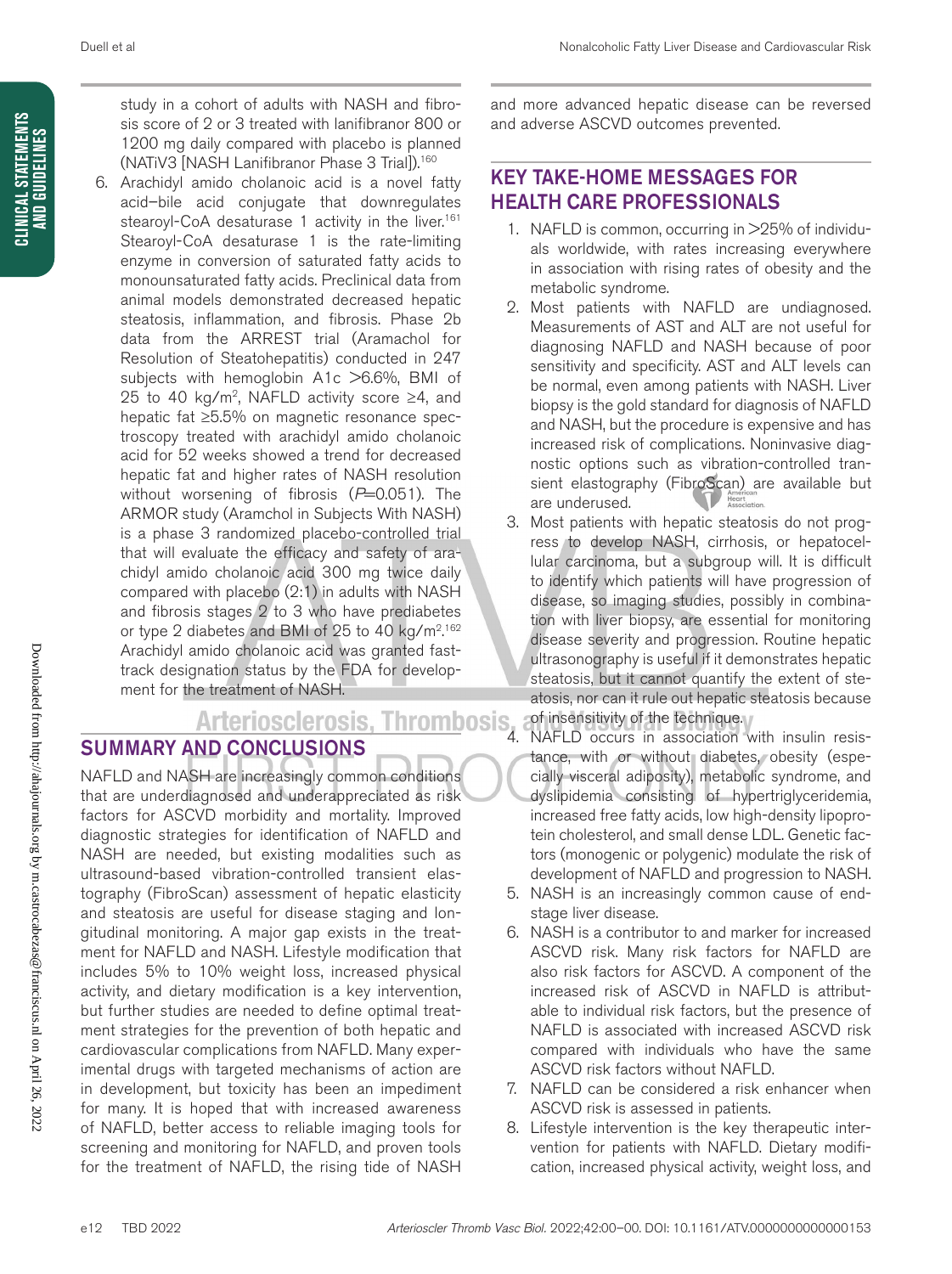study in a cohort of adults with NASH and fibrosis score of 2 or 3 treated with lanifibranor 800 or 1200 mg daily compared with placebo is planned (NATiV3 [NASH Lanifibranor Phase 3 Trial]).[160]

6. Arachidyl amido cholanoic acid is a novel fatty acid–bile acid conjugate that downregulates stearoyl-CoA desaturase 1 activity in the liver.[161] Stearoyl-CoA desaturase 1 is the rate-limiting enzyme in conversion of saturated fatty acids to monounsaturated fatty acids. Preclinical data from animal models demonstrated decreased hepatic steatosis, inflammation, and fibrosis. Phase 2b data from the ARREST trial (Aramachol for Resolution of Steatohepatitis) conducted in 247 subjects with hemoglobin A1c >6.6%, BMI of 25 to 40 kg/m$^2$, NAFLD activity score ≥4, and hepatic fat ≥5.5% on magnetic resonance spectroscopy treated with arachidyl amido cholanoic acid for 52 weeks showed a trend for decreased hepatic fat and higher rates of NASH resolution without worsening of fibrosis ($P$=0.051). The ARMOR study (Aramchol in Subjects With NASH) is a phase 3 randomized placebo-controlled trial that will evaluate the efficacy and safety of arachidyl amido cholanoic acid 300 mg twice daily compared with placebo (2:1) in adults with NASH and fibrosis stages 2 to 3 who have prediabetes or type 2 diabetes and BMI of 25 to 40 kg/m$^2$.[162] Arachidyl amido cholanoic acid was granted fast-track designation status by the FDA for development for the treatment of NASH.

## SUMMARY AND CONCLUSIONS

NAFLD and NASH are increasingly common conditions that are underdiagnosed and underappreciated as risk factors for ASCVD morbidity and mortality. Improved diagnostic strategies for identification of NAFLD and NASH are needed, but existing modalities such as ultrasound-based vibration-controlled transient elastography (FibroScan) assessment of hepatic elasticity and steatosis are useful for disease staging and longitudinal monitoring. A major gap exists in the treatment for NAFLD and NASH. Lifestyle modification that includes 5% to 10% weight loss, increased physical activity, and dietary modification is a key intervention, but further studies are needed to define optimal treatment strategies for the prevention of both hepatic and cardiovascular complications from NAFLD. Many experimental drugs with targeted mechanisms of action are in development, but toxicity has been an impediment for many. It is hoped that with increased awareness of NAFLD, better access to reliable imaging tools for screening and monitoring for NAFLD, and proven tools for the treatment of NAFLD, the rising tide of NASH and more advanced hepatic disease can be reversed and adverse ASCVD outcomes prevented.

## KEY TAKE-HOME MESSAGES FOR HEALTH CARE PROFESSIONALS

1. NAFLD is common, occurring in >25% of individuals worldwide, with rates increasing everywhere in association with rising rates of obesity and the metabolic syndrome.
2. Most patients with NAFLD are undiagnosed. Measurements of AST and ALT are not useful for diagnosing NAFLD and NASH because of poor sensitivity and specificity. AST and ALT levels can be normal, even among patients with NASH. Liver biopsy is the gold standard for diagnosis of NAFLD and NASH, but the procedure is expensive and has increased risk of complications. Noninvasive diagnostic options such as vibration-controlled transient elastography (FibroScan) are available but are underused.
3. Most patients with hepatic steatosis do not progress to develop NASH, cirrhosis, or hepatocellular carcinoma, but a subgroup will. It is difficult to identify which patients will have progression of disease, so imaging studies, possibly in combination with liver biopsy, are essential for monitoring disease severity and progression. Routine hepatic ultrasonography is useful if it demonstrates hepatic steatosis, but it cannot quantify the extent of steatosis, nor can it rule out hepatic steatosis because of insensitivity of the technique.
4. NAFLD occurs in association with insulin resistance, with or without diabetes, obesity (especially visceral adiposity), metabolic syndrome, and dyslipidemia consisting of hypertriglyceridemia, increased free fatty acids, low high-density lipoprotein cholesterol, and small dense LDL. Genetic factors (monogenic or polygenic) modulate the risk of development of NAFLD and progression to NASH.
5. NASH is an increasingly common cause of end-stage liver disease.
6. NASH is a contributor to and marker for increased ASCVD risk. Many risk factors for NAFLD are also risk factors for ASCVD. A component of the increased risk of ASCVD in NAFLD is attributable to individual risk factors, but the presence of NAFLD is associated with increased ASCVD risk compared with individuals who have the same ASCVD risk factors without NAFLD.
7. NAFLD can be considered a risk enhancer when ASCVD risk is assessed in patients.
8. Lifestyle intervention is the key therapeutic intervention for patients with NAFLD. Dietary modification, increased physical activity, weight loss, and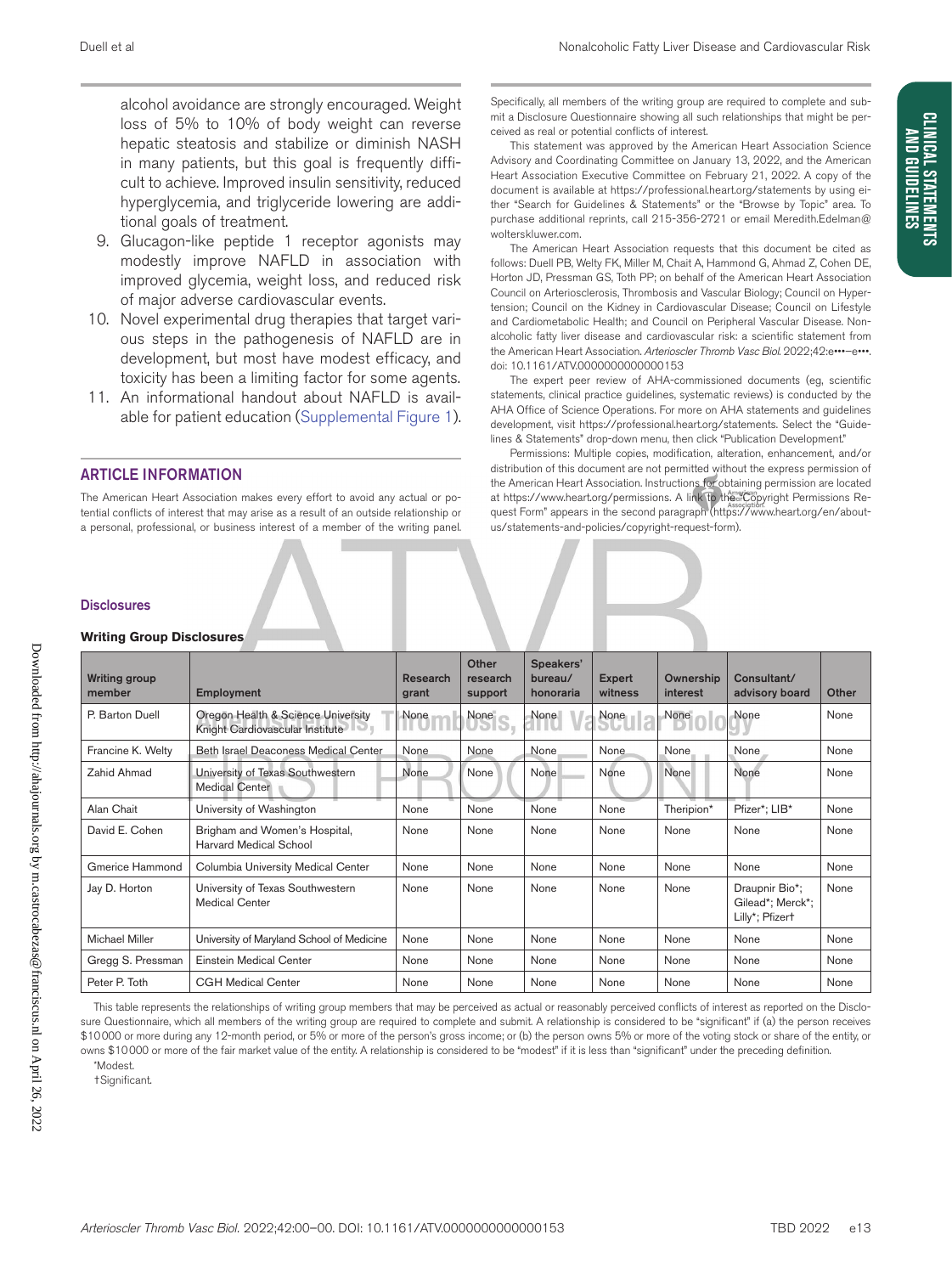alcohol avoidance are strongly encouraged. Weight loss of 5% to 10% of body weight can reverse hepatic steatosis and stabilize or diminish NASH in many patients, but this goal is frequently difficult to achieve. Improved insulin sensitivity, reduced hyperglycemia, and triglyceride lowering are additional goals of treatment.

9. Glucagon-like peptide 1 receptor agonists may modestly improve NAFLD in association with improved glycemia, weight loss, and reduced risk of major adverse cardiovascular events.
10. Novel experimental drug therapies that target various steps in the pathogenesis of NAFLD are in development, but most have modest efficacy, and toxicity has been a limiting factor for some agents.
11. An informational handout about NAFLD is available for patient education (Supplemental Figure 1).

## ARTICLE INFORMATION

The American Heart Association makes every effort to avoid any actual or potential conflicts of interest that may arise as a result of an outside relationship or a personal, professional, or business interest of a member of the writing panel. Specifically, all members of the writing group are required to complete and submit a Disclosure Questionnaire showing all such relationships that might be perceived as real or potential conflicts of interest.

This statement was approved by the American Heart Association Science Advisory and Coordinating Committee on January 13, 2022, and the American Heart Association Executive Committee on February 21, 2022. A copy of the document is available at https://professional.heart.org/statements by using either "Search for Guidelines & Statements" or the "Browse by Topic" area. To purchase additional reprints, call 215-356-2721 or email Meredith.Edelman@wolterskluwer.com.

The American Heart Association requests that this document be cited as follows: Duell PB, Welty FK, Miller M, Chait A, Hammond G, Ahmad Z, Cohen DE, Horton JD, Pressman GS, Toth PP; on behalf of the American Heart Association Council on Arteriosclerosis, Thrombosis and Vascular Biology; Council on Hypertension; Council on the Kidney in Cardiovascular Disease; Council on Lifestyle and Cardiometabolic Health; and Council on Peripheral Vascular Disease. Nonalcoholic fatty liver disease and cardiovascular risk: a scientific statement from the American Heart Association. *Arterioscler Thromb Vasc Biol*. 2022;42:e•••–e•••. doi: 10.1161/ATV.0000000000000153

The expert peer review of AHA-commissioned documents (eg, scientific statements, clinical practice guidelines, systematic reviews) is conducted by the AHA Office of Science Operations. For more on AHA statements and guidelines development, visit https://professional.heart.org/statements. Select the "Guidelines & Statements" drop-down menu, then click "Publication Development."

Permissions: Multiple copies, modification, alteration, enhancement, and/or distribution of this document are not permitted without the express permission of the American Heart Association. Instructions for obtaining permission are located at https://www.heart.org/permissions. A link to the "Copyright Permissions Request Form" appears in the second paragraph (https://www.heart.org/en/about-us/statements-and-policies/copyright-request-form).

### Disclosures

**Writing Group Disclosures**

| Writing group member | Employment | Research grant | Other research support | Speakers' bureau/ honoraria | Expert witness | Ownership interest | Consultant/ advisory board | Other |
|---|---|---|---|---|---|---|---|---|
| P. Barton Duell | Oregon Health & Science University Knight Cardiovascular Institute | None | None | None | None | None | None | None |
| Francine K. Welty | Beth Israel Deaconess Medical Center | None | None | None | None | None | None | None |
| Zahid Ahmad | University of Texas Southwestern Medical Center | None | None | None | None | None | None | None |
| Alan Chait | University of Washington | None | None | None | None | Theripion* | Pfizer*; LIB* | None |
| David E. Cohen | Brigham and Women's Hospital, Harvard Medical School | None | None | None | None | None | None | None |
| Gmerice Hammond | Columbia University Medical Center | None | None | None | None | None | None | None |
| Jay D. Horton | University of Texas Southwestern Medical Center | None | None | None | None | None | Draupnir Bio*; Gilead*; Merck*; Lilly*; Pfizer† | None |
| Michael Miller | University of Maryland School of Medicine | None | None | None | None | None | None | None |
| Gregg S. Pressman | Einstein Medical Center | None | None | None | None | None | None | None |
| Peter P. Toth | CGH Medical Center | None | None | None | None | None | None | None |

This table represents the relationships of writing group members that may be perceived as actual or reasonably perceived conflicts of interest as reported on the Disclosure Questionnaire, which all members of the writing group are required to complete and submit. A relationship is considered to be "significant" if (a) the person receives $10 000 or more during any 12-month period, or 5% or more of the person's gross income; or (b) the person owns 5% or more of the voting stock or share of the entity, or owns $10 000 or more of the fair market value of the entity. A relationship is considered to be "modest" if it is less than "significant" under the preceding definition.

*Modest.

†Significant.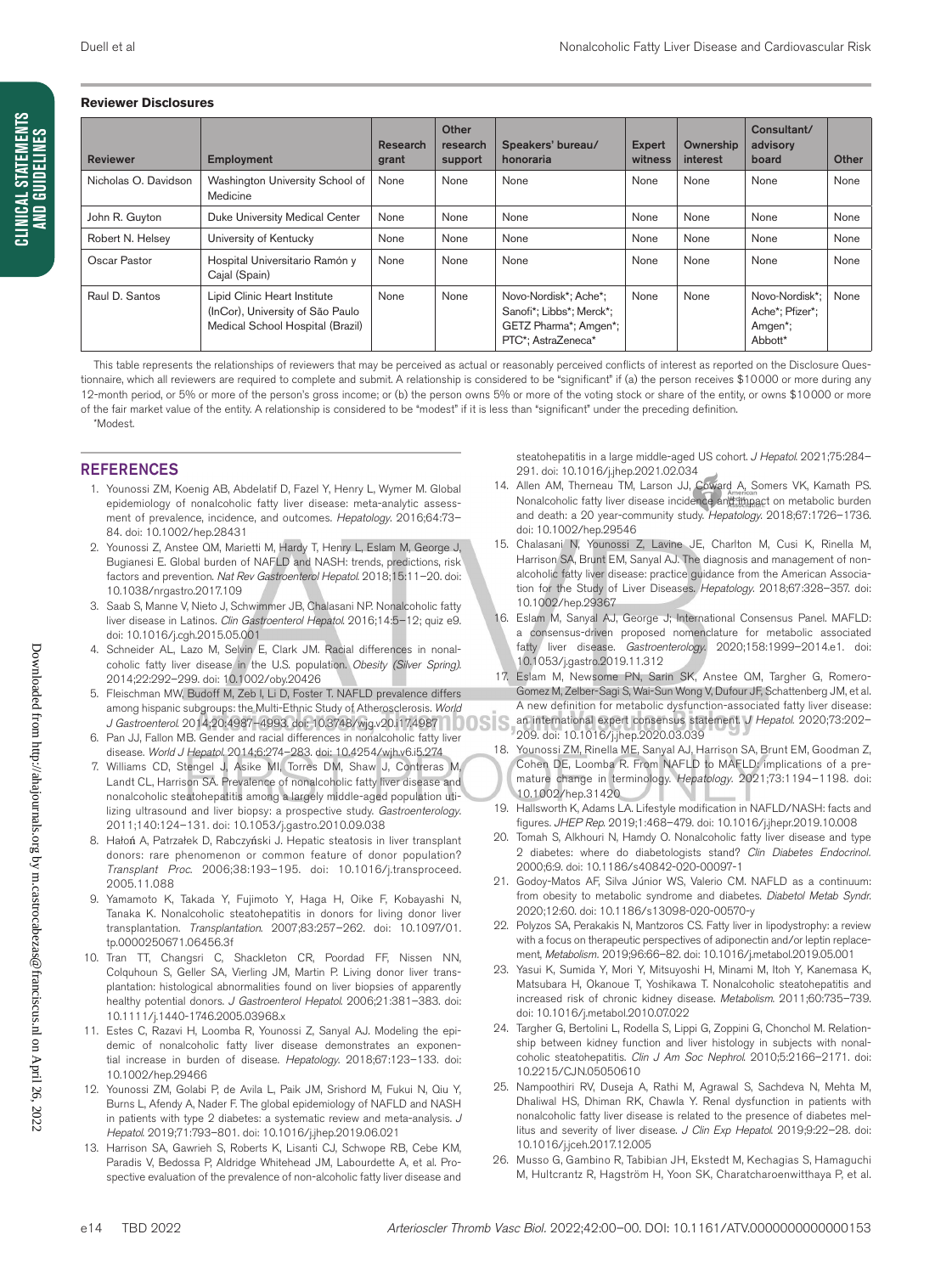### Reviewer Disclosures

| Reviewer | Employment | Research grant | Other research support | Speakers' bureau/ honoraria | Expert witness | Ownership interest | Consultant/ advisory board | Other |
|---|---|---|---|---|---|---|---|---|
| Nicholas O. Davidson | Washington University School of Medicine | None | None | None | None | None | None | None |
| John R. Guyton | Duke University Medical Center | None | None | None | None | None | None | None |
| Robert N. Helsey | University of Kentucky | None | None | None | None | None | None | None |
| Oscar Pastor | Hospital Universitario Ramón y Cajal (Spain) | None | None | None | None | None | None | None |
| Raul D. Santos | Lipid Clinic Heart Institute (InCor), University of São Paulo Medical School Hospital (Brazil) | None | None | Novo-Nordisk*; Ache*; Sanofi*; Libbs*; Merck*; GETZ Pharma*; Amgen*; PTC*; AstraZeneca* | None | None | Novo-Nordisk*; Ache*; Pfizer*; Amgen*; Abbott* | None |

This table represents the relationships of reviewers that may be perceived as actual or reasonably perceived conflicts of interest as reported on the Disclosure Questionnaire, which all reviewers are required to complete and submit. A relationship is considered to be "significant" if (a) the person receives $10 000 or more during any 12-month period, or 5% or more of the person's gross income; or (b) the person owns 5% or more of the voting stock or share of the entity, or owns $10 000 or more of the fair market value of the entity. A relationship is considered to be "modest" if it is less than "significant" under the preceding definition.

*Modest.

## REFERENCES

1. Younossi ZM, Koenig AB, Abdelatif D, Fazel Y, Henry L, Wymer M. Global epidemiology of nonalcoholic fatty liver disease: meta-analytic assessment of prevalence, incidence, and outcomes. *Hepatology*. 2016;64:73–84. doi: 10.1002/hep.28431
2. Younossi Z, Anstee QM, Marietti M, Hardy T, Henry L, Eslam M, George J, Bugianesi E. Global burden of NAFLD and NASH: trends, predictions, risk factors and prevention. *Nat Rev Gastroenterol Hepatol*. 2018;15:11–20. doi: 10.1038/nrgastro.2017.109
3. Saab S, Manne V, Nieto J, Schwimmer JB, Chalasani NP. Nonalcoholic fatty liver disease in Latinos. *Clin Gastroenterol Hepatol*. 2016;14:5–12; quiz e9. doi: 10.1016/j.cgh.2015.05.001
4. Schneider AL, Lazo M, Selvin E, Clark JM. Racial differences in nonalcoholic fatty liver disease in the U.S. population. *Obesity (Silver Spring)*. 2014;22:292–299. doi: 10.1002/oby.20426
5. Fleischman MW, Budoff M, Zeb I, Li D, Foster T. NAFLD prevalence differs among hispanic subgroups: the Multi-Ethnic Study of Atherosclerosis. *World J Gastroenterol*. 2014;20:4987–4993. doi: 10.3748/wjg.v20.i17.4987
6. Pan JJ, Fallon MB. Gender and racial differences in nonalcoholic fatty liver disease. *World J Hepatol*. 2014;6:274–283. doi: 10.4254/wjh.v6.i5.274
7. Williams CD, Stengel J, Asike MI, Torres DM, Shaw J, Contreras M, Landt CL, Harrison SA. Prevalence of nonalcoholic fatty liver disease and nonalcoholic steatohepatitis among a largely middle-aged population utilizing ultrasound and liver biopsy: a prospective study. *Gastroenterology*. 2011;140:124–131. doi: 10.1053/j.gastro.2010.09.038
8. Hałoń A, Patrzałek D, Rabczyński J. Hepatic steatosis in liver transplant donors: rare phenomenon or common feature of donor population? *Transplant Proc*. 2006;38:193–195. doi: 10.1016/j.transproceed.2005.11.088
9. Yamamoto K, Takada Y, Fujimoto Y, Haga H, Oike F, Kobayashi N, Tanaka K. Nonalcoholic steatohepatitis in donors for living donor liver transplantation. *Transplantation*. 2007;83:257–262. doi: 10.1097/01.tp.0000250671.06456.3f
10. Tran TT, Changsri C, Shackleton CR, Poordad FF, Nissen NN, Colquhoun S, Geller SA, Vierling JM, Martin P. Living donor liver transplantation: histological abnormalities found on liver biopsies of apparently healthy potential donors. *J Gastroenterol Hepatol*. 2006;21:381–383. doi: 10.1111/j.1440-1746.2005.03968.x
11. Estes C, Razavi H, Loomba R, Younossi Z, Sanyal AJ. Modeling the epidemic of nonalcoholic fatty liver disease demonstrates an exponential increase in burden of disease. *Hepatology*. 2018;67:123–133. doi: 10.1002/hep.29466
12. Younossi ZM, Golabi P, de Avila L, Paik JM, Srishord M, Fukui N, Qiu Y, Burns L, Afendy A, Nader F. The global epidemiology of NAFLD and NASH in patients with type 2 diabetes: a systematic review and meta-analysis. *J Hepatol*. 2019;71:793–801. doi: 10.1016/j.jhep.2019.06.021
13. Harrison SA, Gawrieh S, Roberts K, Lisanti CJ, Schwope RB, Cebe KM, Paradis V, Bedossa P, Aldridge Whitehead JM, Labourdette A, et al. Prospective evaluation of the prevalence of non-alcoholic fatty liver disease and steatohepatitis in a large middle-aged US cohort. *J Hepatol*. 2021;75:284–291. doi: 10.1016/j.jhep.2021.02.034
14. Allen AM, Therneau TM, Larson JJ, Coward A, Somers VK, Kamath PS. Nonalcoholic fatty liver disease incidence and impact on metabolic burden and death: a 20 year-community study. *Hepatology*. 2018;67:1726–1736. doi: 10.1002/hep.29546
15. Chalasani N, Younossi Z, Lavine JE, Charlton M, Cusi K, Rinella M, Harrison SA, Brunt EM, Sanyal AJ. The diagnosis and management of nonalcoholic fatty liver disease: practice guidance from the American Association for the Study of Liver Diseases. *Hepatology*. 2018;67:328–357. doi: 10.1002/hep.29367
16. Eslam M, Sanyal AJ, George J; International Consensus Panel. MAFLD: a consensus-driven proposed nomenclature for metabolic associated fatty liver disease. *Gastroenterology*. 2020;158:1999–2014.e1. doi: 10.1053/j.gastro.2019.11.312
17. Eslam M, Newsome PN, Sarin SK, Anstee QM, Targher G, Romero-Gomez M, Zelber-Sagi S, Wai-Sun Wong V, Dufour JF, Schattenberg JM, et al. A new definition for metabolic dysfunction-associated fatty liver disease: an international expert consensus statement. *J Hepatol*. 2020;73:202–209. doi: 10.1016/j.jhep.2020.03.039
18. Younossi ZM, Rinella ME, Sanyal AJ, Harrison SA, Brunt EM, Goodman Z, Cohen DE, Loomba R. From NAFLD to MAFLD: implications of a premature change in terminology. *Hepatology*. 2021;73:1194–1198. doi: 10.1002/hep.31420
19. Hallsworth K, Adams LA. Lifestyle modification in NAFLD/NASH: facts and figures. *JHEP Rep*. 2019;1:468–479. doi: 10.1016/j.jhepr.2019.10.008
20. Tomah S, Alkhouri N, Hamdy O. Nonalcoholic fatty liver disease and type 2 diabetes: where do diabetologists stand? *Clin Diabetes Endocrinol*. 2000;6:9. doi: 10.1186/s40842-020-00097-1
21. Godoy-Matos AF, Silva Júnior WS, Valerio CM. NAFLD as a continuum: from obesity to metabolic syndrome and diabetes. *Diabetol Metab Syndr*. 2020;12:60. doi: 10.1186/s13098-020-00570-y
22. Polyzos SA, Perakakis N, Mantzoros CS. Fatty liver in lipodystrophy: a review with a focus on therapeutic perspectives of adiponectin and/or leptin replacement. *Metabolism*. 2019;96:66–82. doi: 10.1016/j.metabol.2019.05.001
23. Yasui K, Sumida Y, Mori Y, Mitsuyoshi H, Minami M, Itoh Y, Kanemasa K, Matsubara H, Okanoue T, Yoshikawa T. Nonalcoholic steatohepatitis and increased risk of chronic kidney disease. *Metabolism*. 2011;60:735–739. doi: 10.1016/j.metabol.2010.07.022
24. Targher G, Bertolini L, Rodella S, Lippi G, Zoppini G, Chonchol M. Relationship between kidney function and liver histology in subjects with nonalcoholic steatohepatitis. *Clin J Am Soc Nephrol*. 2010;5:2166–2171. doi: 10.2215/CJN.05050610
25. Nampoothiri RV, Duseja A, Rathi M, Agrawal S, Sachdeva N, Mehta M, Dhaliwal HS, Dhiman RK, Chawla Y. Renal dysfunction in patients with nonalcoholic fatty liver disease is related to the presence of diabetes mellitus and severity of liver disease. *J Clin Exp Hepatol*. 2019;9:22–28. doi: 10.1016/j.jceh.2017.12.005
26. Musso G, Gambino R, Tabibian JH, Ekstedt M, Kechagias S, Hamaguchi M, Hultcrantz R, Hagström H, Yoon SK, Charatcharoenwitthaya P, et al.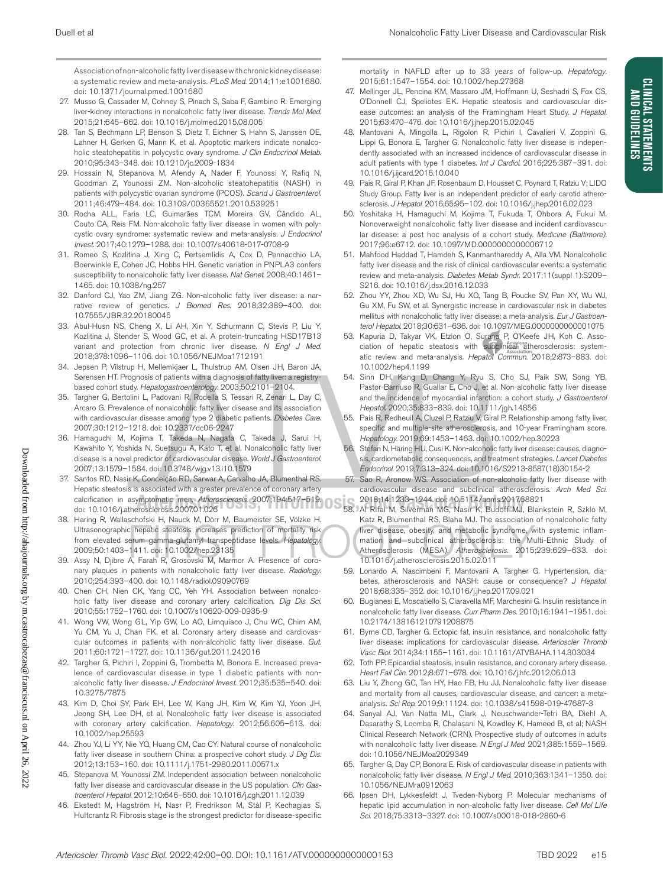Association of non-alcoholic fatty liver disease with chronic kidney disease: a systematic review and meta-analysis. *PLoS Med.* 2014;11:e1001680. doi: 10.1371/journal.pmed.1001680

27. Musso G, Cassader M, Cohney S, Pinach S, Saba F, Gambino R. Emerging liver-kidney interactions in nonalcoholic fatty liver disease. *Trends Mol Med.* 2015;21:645–662. doi: 10.1016/j.molmed.2015.08.005
28. Tan S, Bechmann LP, Benson S, Dietz T, Eichner S, Hahn S, Janssen OE, Lahner H, Gerken G, Mann K, et al. Apoptotic markers indicate nonalcoholic steatohepatitis in polycystic ovary syndrome. *J Clin Endocrinol Metab.* 2010;95:343–348. doi: 10.1210/jc.2009-1834
29. Hossain N, Stepanova M, Afendy A, Nader F, Younossi Y, Rafiq N, Goodman Z, Younossi ZM. Non-alcoholic steatohepatitis (NASH) in patients with polycystic ovarian syndrome (PCOS). *Scand J Gastroenterol.* 2011;46:479–484. doi: 10.3109/00365521.2010.539251
30. Rocha ALL, Faria LC, Guimarães TCM, Moreira GV, Cândido AL, Couto CA, Reis FM. Non-alcoholic fatty liver disease in women with polycystic ovary syndrome: systematic review and meta-analysis. *J Endocrinol Invest.* 2017;40:1279–1288. doi: 10.1007/s40618-017-0708-9
31. Romeo S, Kozlitina J, Xing C, Pertsemlidis A, Cox D, Pennacchio LA, Boerwinkle E, Cohen JC, Hobbs HH. Genetic variation in PNPLA3 confers susceptibility to nonalcoholic fatty liver disease. *Nat Genet.* 2008;40:1461–1465. doi: 10.1038/ng.257
32. Danford CJ, Yao ZM, Jiang ZG. Non-alcoholic fatty liver disease: a narrative review of genetics. *J Biomed Res.* 2018;32:389–400. doi: 10.7555/JBR.32.20180045
33. Abul-Husn NS, Cheng X, Li AH, Xin Y, Schurmann C, Stevis P, Liu Y, Kozlitina J, Stender S, Wood GC, et al. A protein-truncating HSD17B13 variant and protection from chronic liver disease. *N Engl J Med.* 2018;378:1096–1106. doi: 10.1056/NEJMoa1712191
34. Jepsen P, Vilstrup H, Mellemkjaer L, Thulstrup AM, Olsen JH, Baron JA, Sørensen HT. Prognosis of patients with a diagnosis of fatty liver: a registry-based cohort study. *Hepatogastroenterology.* 2003;50:2101–2104.
35. Targher G, Bertolini L, Padovani R, Rodella S, Tessari R, Zenari L, Day C, Arcaro G. Prevalence of nonalcoholic fatty liver disease and its association with cardiovascular disease among type 2 diabetic patients. *Diabetes Care.* 2007;30:1212–1218. doi: 10.2337/dc06-2247
36. Hamaguchi M, Kojima T, Takeda N, Nagata C, Takeda J, Sarui H, Kawahito Y, Yoshida N, Suetsugu A, Kato T, et al. Nonalcoholic fatty liver disease is a novel predictor of cardiovascular disease. *World J Gastroenterol.* 2007;13:1579–1584. doi: 10.3748/wjg.v13.i10.1579
37. Santos RD, Nasir K, Conceição RD, Sarwar A, Carvalho JA, Blumenthal RS. Hepatic steatosis is associated with a greater prevalence of coronary artery calcification in asymptomatic men. *Atherosclerosis.* 2007;194:517–519. doi: 10.1016/j.atherosclerosis.2007.01.026
38. Haring R, Wallaschofski H, Nauck M, Dörr M, Baumeister SE, Völzke H. Ultrasonographic hepatic steatosis increases prediction of mortality risk from elevated serum gamma-glutamyl transpeptidase levels. *Hepatology.* 2009;50:1403–1411. doi: 10.1002/hep.23135
39. Assy N, Djibre A, Farah R, Grosovski M, Marmor A. Presence of coronary plaques in patients with nonalcoholic fatty liver disease. *Radiology.* 2010;254:393–400. doi: 10.1148/radiol.09090769
40. Chen CH, Nien CK, Yang CC, Yeh YH. Association between nonalcoholic fatty liver disease and coronary artery calcification. *Dig Dis Sci.* 2010;55:1752–1760. doi: 10.1007/s10620-009-0935-9
41. Wong VW, Wong GL, Yip GW, Lo AO, Limquiaco J, Chu WC, Chim AM, Yu CM, Yu J, Chan FK, et al. Coronary artery disease and cardiovascular outcomes in patients with non-alcoholic fatty liver disease. *Gut.* 2011;60:1721–1727. doi: 10.1136/gut.2011.242016
42. Targher G, Pichiri I, Zoppini G, Trombetta M, Bonora E. Increased prevalence of cardiovascular disease in type 1 diabetic patients with non-alcoholic fatty liver disease. *J Endocrinol Invest.* 2012;35:535–540. doi: 10.3275/7875
43. Kim D, Choi SY, Park EH, Lee W, Kang JH, Kim W, Kim YJ, Yoon JH, Jeong SH, Lee DH, et al. Nonalcoholic fatty liver disease is associated with coronary artery calcification. *Hepatology.* 2012;56:605–613. doi: 10.1002/hep.25593
44. Zhou YJ, Li YY, Nie YQ, Huang CM, Cao CY. Natural course of nonalcoholic fatty liver disease in southern China: a prospective cohort study. *J Dig Dis.* 2012;13:153–160. doi: 10.1111/j.1751-2980.2011.00571.x
45. Stepanova M, Younossi ZM. Independent association between nonalcoholic fatty liver disease and cardiovascular disease in the US population. *Clin Gastroenterol Hepatol.* 2012;10:646–650. doi: 10.1016/j.cgh.2011.12.039
46. Ekstedt M, Hagström H, Nasr P, Fredrikson M, Stål P, Kechagias S, Hultcrantz R. Fibrosis stage is the strongest predictor for disease-specific mortality in NAFLD after up to 33 years of follow-up. *Hepatology.* 2015;61:1547–1554. doi: 10.1002/hep.27368
47. Mellinger JL, Pencina KM, Massaro JM, Hoffmann U, Seshadri S, Fox CS, O'Donnell CJ, Speliotes EK. Hepatic steatosis and cardiovascular disease outcomes: an analysis of the Framingham Heart Study. *J Hepatol.* 2015;63:470–476. doi: 10.1016/j.jhep.2015.02.045
48. Mantovani A, Mingolla L, Rigolon R, Pichiri I, Cavalieri V, Zoppini G, Lippi G, Bonora E, Targher G. Nonalcoholic fatty liver disease is independently associated with an increased incidence of cardiovascular disease in adult patients with type 1 diabetes. *Int J Cardiol.* 2016;225:387–391. doi: 10.1016/j.ijcard.2016.10.040
49. Pais R, Giral P, Khan JF, Rosenbaum D, Housset C, Poynard T, Ratziu V; LIDO Study Group. Fatty liver is an independent predictor of early carotid atherosclerosis. *J Hepatol.* 2016;65:95–102. doi: 10.1016/j.jhep.2016.02.023
50. Yoshitaka H, Hamaguchi M, Kojima T, Fukuda T, Ohbora A, Fukui M. Nonoverweight nonalcoholic fatty liver disease and incident cardiovascular disease: a post hoc analysis of a cohort study. *Medicine (Baltimore).* 2017;96:e6712. doi: 10.1097/MD.0000000000006712
51. Mahfood Haddad T, Hamdeh S, Kanmanthareddy A, Alla VM. Nonalcoholic fatty liver disease and the risk of clinical cardiovascular events: a systematic review and meta-analysis. *Diabetes Metab Syndr.* 2017;11(suppl 1):S209–S216. doi: 10.1016/j.dsx.2016.12.033
52. Zhou YY, Zhou XD, Wu SJ, Hu XQ, Tang B, Poucke SV, Pan XY, Wu WJ, Gu XM, Fu SW, et al. Synergistic increase in cardiovascular risk in diabetes mellitus with nonalcoholic fatty liver disease: a meta-analysis. *Eur J Gastroenterol Hepatol.* 2018;30:631–636. doi: 10.1097/MEG.0000000000001075
53. Kapuria D, Takyar VK, Etzion O, Surana P, O'Keefe JH, Koh C. Association of hepatic steatosis with subclinical atherosclerosis: systematic review and meta-analysis. *Hepatol Commun.* 2018;2:873–883. doi: 10.1002/hep4.1199
54. Sinn DH, Kang D, Chang Y, Ryu S, Cho SJ, Paik SW, Song YB, Pastor-Barriuso R, Guallar E, Cho J, et al. Non-alcoholic fatty liver disease and the incidence of myocardial infarction: a cohort study. *J Gastroenterol Hepatol.* 2020;35:833–839. doi: 10.1111/jgh.14856
55. Pais R, Redheuil A, Cluzel P, Ratziu V, Giral P. Relationship among fatty liver, specific and multiple-site atherosclerosis, and 10-year Framingham score. *Hepatology.* 2019;69:1453–1463. doi: 10.1002/hep.30223
56. Stefan N, Häring HU, Cusi K. Non-alcoholic fatty liver disease: causes, diagnosis, cardiometabolic consequences, and treatment strategies. *Lancet Diabetes Endocrinol.* 2019;7:313–324. doi: 10.1016/S2213-8587(18)30154-2
57. Sao R, Aronow WS. Association of non-alcoholic fatty liver disease with cardiovascular disease and subclinical atherosclerosis. *Arch Med Sci.* 2018;14:1233–1244. doi: 10.5114/aoms.2017.68821
58. Al Rifai M, Silverman MG, Nasir K, Budoff MJ, Blankstein R, Szklo M, Katz R, Blumenthal RS, Blaha MJ. The association of nonalcoholic fatty liver disease, obesity, and metabolic syndrome, with systemic inflammation and subclinical atherosclerosis: the Multi-Ethnic Study of Atherosclerosis (MESA). *Atherosclerosis.* 2015;239:629–633. doi: 10.1016/j.atherosclerosis.2015.02.011
59. Lonardo A, Nascimbeni F, Mantovani A, Targher G. Hypertension, diabetes, atherosclerosis and NASH: cause or consequence? *J Hepatol.* 2018;68:335–352. doi: 10.1016/j.jhep.2017.09.021
60. Bugianesi E, Moscatiello S, Ciaravella MF, Marchesini G. Insulin resistance in nonalcoholic fatty liver disease. *Curr Pharm Des.* 2010;16:1941–1951. doi: 10.2174/138161210791208875
61. Byrne CD, Targher G. Ectopic fat, insulin resistance, and nonalcoholic fatty liver disease: implications for cardiovascular disease. *Arterioscler Thromb Vasc Biol.* 2014;34:1155–1161. doi: 10.1161/ATVBAHA.114.303034
62. Toth PP. Epicardial steatosis, insulin resistance, and coronary artery disease. *Heart Fail Clin.* 2012;8:671–678. doi: 10.1016/j.hfc.2012.06.013
63. Liu Y, Zhong GC, Tan HY, Hao FB, Hu JJ. Nonalcoholic fatty liver disease and mortality from all causes, cardiovascular disease, and cancer: a meta-analysis. *Sci Rep.* 2019;9:11124. doi: 10.1038/s41598-019-47687-3
64. Sanyal AJ, Van Natta ML, Clark J, Neuschwander-Tetri BA, Diehl A, Dasarathy S, Loomba R, Chalasani N, Kowdley K, Hameed B, et al; NASH Clinical Research Network (CRN). Prospective study of outcomes in adults with nonalcoholic fatty liver disease. *N Engl J Med.* 2021;385:1559–1569. doi: 10.1056/NEJMoa2029349
65. Targher G, Day CP, Bonora E. Risk of cardiovascular disease in patients with nonalcoholic fatty liver disease. *N Engl J Med.* 2010;363:1341–1350. doi: 10.1056/NEJMra0912063
66. Ipsen DH, Lykkesfeldt J, Tveden-Nyborg P. Molecular mechanisms of hepatic lipid accumulation in non-alcoholic fatty liver disease. *Cell Mol Life Sci.* 2018;75:3313–3327. doi: 10.1007/s00018-018-2860-6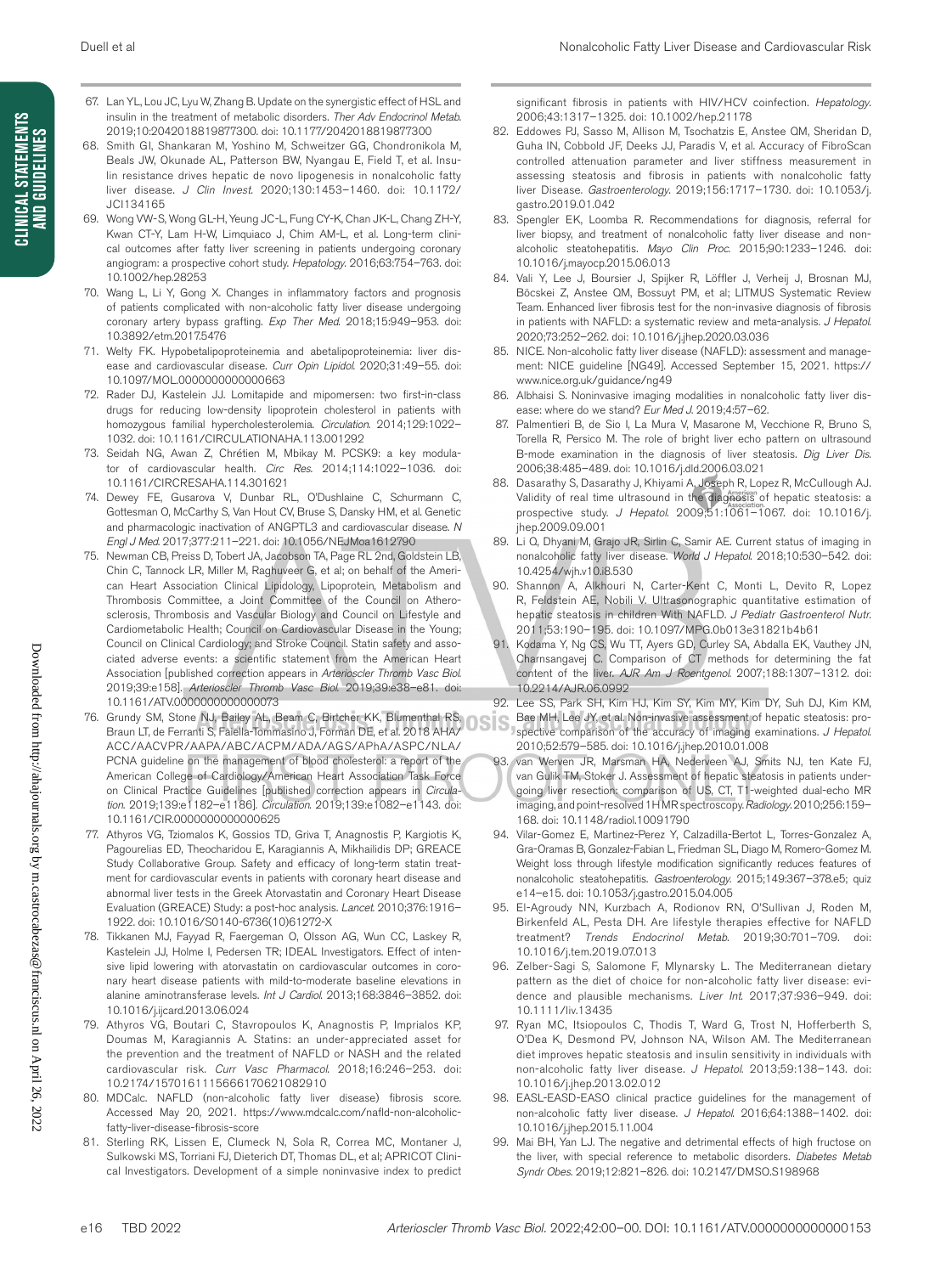67. Lan YL, Lou JC, Lyu W, Zhang B. Update on the synergistic effect of HSL and insulin in the treatment of metabolic disorders. *Ther Adv Endocrinol Metab.* 2019;10:2042018819877300. doi: 10.1177/2042018819877300
68. Smith GI, Shankaran M, Yoshino M, Schweitzer GG, Chondronikola M, Beals JW, Okunade AL, Patterson BW, Nyangau E, Field T, et al. Insulin resistance drives hepatic de novo lipogenesis in nonalcoholic fatty liver disease. *J Clin Invest.* 2020;130:1453–1460. doi: 10.1172/JCI134165
69. Wong VW-S, Wong GL-H, Yeung JC-L, Fung CY-K, Chan JK-L, Chang ZH-Y, Kwan CT-Y, Lam H-W, Limquiaco J, Chim AM-L, et al. Long-term clinical outcomes after fatty liver screening in patients undergoing coronary angiogram: a prospective cohort study. *Hepatology.* 2016;63:754–763. doi: 10.1002/hep.28253
70. Wang L, Li Y, Gong X. Changes in inflammatory factors and prognosis of patients complicated with non-alcoholic fatty liver disease undergoing coronary artery bypass grafting. *Exp Ther Med.* 2018;15:949–953. doi: 10.3892/etm.2017.5476
71. Welty FK. Hypobetalipoproteinemia and abetalipoproteinemia: liver disease and cardiovascular disease. *Curr Opin Lipidol.* 2020;31:49–55. doi: 10.1097/MOL.0000000000000663
72. Rader DJ, Kastelein JJ. Lomitapide and mipomersen: two first-in-class drugs for reducing low-density lipoprotein cholesterol in patients with homozygous familial hypercholesterolemia. *Circulation.* 2014;129:1022–1032. doi: 10.1161/CIRCULATIONAHA.113.001292
73. Seidah NG, Awan Z, Chrétien M, Mbikay M. PCSK9: a key modulator of cardiovascular health. *Circ Res.* 2014;114:1022–1036. doi: 10.1161/CIRCRESAHA.114.301621
74. Dewey FE, Gusarova V, Dunbar RL, O'Dushlaine C, Schurmann C, Gottesman O, McCarthy S, Van Hout CV, Bruse S, Dansky HM, et al. Genetic and pharmacologic inactivation of ANGPTL3 and cardiovascular disease. *N Engl J Med.* 2017;377:211–221. doi: 10.1056/NEJMoa1612790
75. Newman CB, Preiss D, Tobert JA, Jacobson TA, Page RL 2nd, Goldstein LB, Chin C, Tannock LR, Miller M, Raghuveer G, et al; on behalf of the American Heart Association Clinical Lipidology, Lipoprotein, Metabolism and Thrombosis Committee, a Joint Committee of the Council on Atherosclerosis, Thrombosis and Vascular Biology and Council on Lifestyle and Cardiometabolic Health; Council on Cardiovascular Disease in the Young; Council on Clinical Cardiology; and Stroke Council. Statin safety and associated adverse events: a scientific statement from the American Heart Association [published correction appears in *Arterioscler Thromb Vasc Biol.* 2019;39:e158]. *Arterioscler Thromb Vasc Biol.* 2019;39:e38–e81. doi: 10.1161/ATV.0000000000000073
76. Grundy SM, Stone NJ, Bailey AL, Beam C, Birtcher KK, Blumenthal RS, Braun LT, de Ferranti S, Faiella-Tommasino J, Forman DE, et al. 2018 AHA/ACC/AACVPR/AAPA/ABC/ACPM/ADA/AGS/APhA/ASPC/NLA/PCNA guideline on the management of blood cholesterol: a report of the American College of Cardiology/American Heart Association Task Force on Clinical Practice Guidelines [published correction appears in *Circulation.* 2019;139:e1182–e1186]. *Circulation.* 2019;139:e1082–e1143. doi: 10.1161/CIR.0000000000000625
77. Athyros VG, Tziomalos K, Gossios TD, Griva T, Anagnostis P, Kargiotis K, Pagourelias ED, Theocharidou E, Karagiannis A, Mikhailidis DP; GREACE Study Collaborative Group. Safety and efficacy of long-term statin treatment for cardiovascular events in patients with coronary heart disease and abnormal liver tests in the Greek Atorvastatin and Coronary Heart Disease Evaluation (GREACE) Study: a post-hoc analysis. *Lancet.* 2010;376:1916–1922. doi: 10.1016/S0140-6736(10)61272-X
78. Tikkanen MJ, Fayyad R, Faergeman O, Olsson AG, Wun CC, Laskey R, Kastelein JJ, Holme I, Pedersen TR; IDEAL Investigators. Effect of intensive lipid lowering with atorvastatin on cardiovascular outcomes in coronary heart disease patients with mild-to-moderate baseline elevations in alanine aminotransferase levels. *Int J Cardiol.* 2013;168:3846–3852. doi: 10.1016/j.ijcard.2013.06.024
79. Athyros VG, Boutari C, Stavropoulos K, Anagnostis P, Imprialos KP, Doumas M, Karagiannis A. Statins: an under-appreciated asset for the prevention and the treatment of NAFLD or NASH and the related cardiovascular risk. *Curr Vasc Pharmacol.* 2018;16:246–253. doi: 10.2174/1570161115666170621082910
80. MDCalc. NAFLD (non-alcoholic fatty liver disease) fibrosis score. Accessed May 20, 2021. https://www.mdcalc.com/nafld-non-alcoholic-fatty-liver-disease-fibrosis-score
81. Sterling RK, Lissen E, Clumeck N, Sola R, Correa MC, Montaner J, Sulkowski MS, Torriani FJ, Dieterich DT, Thomas DL, et al; APRICOT Clinical Investigators. Development of a simple noninvasive index to predict significant fibrosis in patients with HIV/HCV coinfection. *Hepatology.* 2006;43:1317–1325. doi: 10.1002/hep.21178
82. Eddowes PJ, Sasso M, Allison M, Tsochatzis E, Anstee QM, Sheridan D, Guha IN, Cobbold JF, Deeks JJ, Paradis V, et al. Accuracy of FibroScan controlled attenuation parameter and liver stiffness measurement in assessing steatosis and fibrosis in patients with nonalcoholic fatty liver Disease. *Gastroenterology.* 2019;156:1717–1730. doi: 10.1053/j.gastro.2019.01.042
83. Spengler EK, Loomba R. Recommendations for diagnosis, referral for liver biopsy, and treatment of nonalcoholic fatty liver disease and nonalcoholic steatohepatitis. *Mayo Clin Proc.* 2015;90:1233–1246. doi: 10.1016/j.mayocp.2015.06.013
84. Vali Y, Lee J, Boursier J, Spijker R, Löffler J, Verheij J, Brosnan MJ, Böcskei Z, Anstee QM, Bossuyt PM, et al; LITMUS Systematic Review Team. Enhanced liver fibrosis test for the non-invasive diagnosis of fibrosis in patients with NAFLD: a systematic review and meta-analysis. *J Hepatol.* 2020;73:252–262. doi: 10.1016/j.jhep.2020.03.036
85. NICE. Non-alcoholic fatty liver disease (NAFLD): assessment and management: NICE guideline [NG49]. Accessed September 15, 2021. https://www.nice.org.uk/guidance/ng49
86. Albhaisi S. Noninvasive imaging modalities in nonalcoholic fatty liver disease: where do we stand? *Eur Med J.* 2019;4:57–62.
87. Palmentieri B, de Sio I, La Mura V, Masarone M, Vecchione R, Bruno S, Torella R, Persico M. The role of bright liver echo pattern on ultrasound B-mode examination in the diagnosis of liver steatosis. *Dig Liver Dis.* 2006;38:485–489. doi: 10.1016/j.dld.2006.03.021
88. Dasarathy S, Dasarathy J, Khiyami A, Joseph R, Lopez R, McCullough AJ. Validity of real time ultrasound in the diagnosis of hepatic steatosis: a prospective study. *J Hepatol.* 2009;51:1061–1067. doi: 10.1016/j.jhep.2009.09.001
89. Li Q, Dhyani M, Grajo JR, Sirlin C, Samir AE. Current status of imaging in nonalcoholic fatty liver disease. *World J Hepatol.* 2018;10:530–542. doi: 10.4254/wjh.v10.i8.530
90. Shannon A, Alkhouri N, Carter-Kent C, Monti L, Devito R, Lopez R, Feldstein AE, Nobili V. Ultrasonographic quantitative estimation of hepatic steatosis in children With NAFLD. *J Pediatr Gastroenterol Nutr.* 2011;53:190–195. doi: 10.1097/MPG.0b013e31821b4b61
91. Kodama Y, Ng CS, Wu TT, Ayers GD, Curley SA, Abdalla EK, Vauthey JN, Charnsangavej C. Comparison of CT methods for determining the fat content of the liver. *AJR Am J Roentgenol.* 2007;188:1307–1312. doi: 10.2214/AJR.06.0992
92. Lee SS, Park SH, Kim HJ, Kim SY, Kim MY, Kim DY, Suh DJ, Kim KM, Bae MH, Lee JY, et al. Non-invasive assessment of hepatic steatosis: prospective comparison of the accuracy of imaging examinations. *J Hepatol.* 2010;52:579–585. doi: 10.1016/j.jhep.2010.01.008
93. van Werven JR, Marsman HA, Nederveen AJ, Smits NJ, ten Kate FJ, van Gulik TM, Stoker J. Assessment of hepatic steatosis in patients undergoing liver resection: comparison of US, CT, T1-weighted dual-echo MR imaging, and point-resolved 1H MR spectroscopy. *Radiology.* 2010;256:159–168. doi: 10.1148/radiol.10091790
94. Vilar-Gomez E, Martinez-Perez Y, Calzadilla-Bertot L, Torres-Gonzalez A, Gra-Oramas B, Gonzalez-Fabian L, Friedman SL, Diago M, Romero-Gomez M. Weight loss through lifestyle modification significantly reduces features of nonalcoholic steatohepatitis. *Gastroenterology.* 2015;149:367–378.e5; quiz e14–e15. doi: 10.1053/j.gastro.2015.04.005
95. El-Agroudy NN, Kurzbach A, Rodionov RN, O'Sullivan J, Roden M, Birkenfeld AL, Pesta DH. Are lifestyle therapies effective for NAFLD treatment? *Trends Endocrinol Metab.* 2019;30:701–709. doi: 10.1016/j.tem.2019.07.013
96. Zelber-Sagi S, Salomone F, Mlynarsky L. The Mediterranean dietary pattern as the diet of choice for non-alcoholic fatty liver disease: evidence and plausible mechanisms. *Liver Int.* 2017;37:936–949. doi: 10.1111/liv.13435
97. Ryan MC, Itsiopoulos C, Thodis T, Ward G, Trost N, Hofferberth S, O'Dea K, Desmond PV, Johnson NA, Wilson AM. The Mediterranean diet improves hepatic steatosis and insulin sensitivity in individuals with non-alcoholic fatty liver disease. *J Hepatol.* 2013;59:138–143. doi: 10.1016/j.jhep.2013.02.012
98. EASL-EASD-EASO clinical practice guidelines for the management of non-alcoholic fatty liver disease. *J Hepatol.* 2016;64:1388–1402. doi: 10.1016/j.jhep.2015.11.004
99. Mai BH, Yan LJ. The negative and detrimental effects of high fructose on the liver, with special reference to metabolic disorders. *Diabetes Metab Syndr Obes.* 2019;12:821–826. doi: 10.2147/DMSO.S198968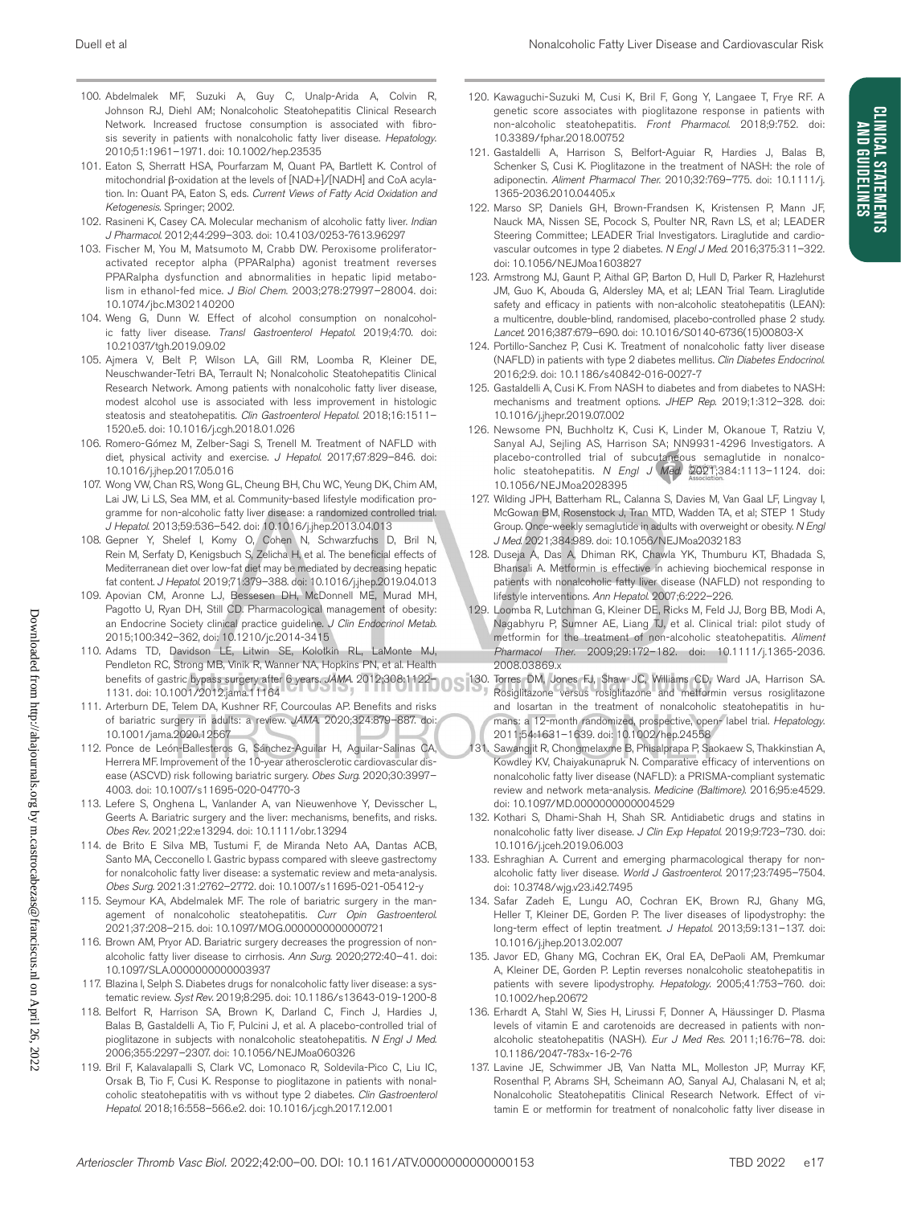100. Abdelmalek MF, Suzuki A, Guy C, Unalp-Arida A, Colvin R, Johnson RJ, Diehl AM; Nonalcoholic Steatohepatitis Clinical Research Network. Increased fructose consumption is associated with fibrosis severity in patients with nonalcoholic fatty liver disease. *Hepatology.* 2010;51:1961–1971. doi: 10.1002/hep.23535
101. Eaton S, Sherratt HSA, Pourfarzam M, Quant PA, Bartlett K. Control of mitochondrial β-oxidation at the levels of [NAD+]/[NADH] and CoA acylation. In: Quant PA, Eaton S, eds. *Current Views of Fatty Acid Oxidation and Ketogenesis.* Springer; 2002.
102. Rasineni K, Casey CA. Molecular mechanism of alcoholic fatty liver. *Indian J Pharmacol.* 2012;44:299–303. doi: 10.4103/0253-7613.96297
103. Fischer M, You M, Matsumoto M, Crabb DW. Peroxisome proliferator-activated receptor alpha (PPARalpha) agonist treatment reverses PPARalpha dysfunction and abnormalities in hepatic lipid metabolism in ethanol-fed mice. *J Biol Chem.* 2003;278:27997–28004. doi: 10.1074/jbc.M302140200
104. Weng G, Dunn W. Effect of alcohol consumption on nonalcoholic fatty liver disease. *Transl Gastroenterol Hepatol.* 2019;4:70. doi: 10.21037/tgh.2019.09.02
105. Ajmera V, Belt P, Wilson LA, Gill RM, Loomba R, Kleiner DE, Neuschwander-Tetri BA, Terrault N; Nonalcoholic Steatohepatitis Clinical Research Network. Among patients with nonalcoholic fatty liver disease, modest alcohol use is associated with less improvement in histologic steatosis and steatohepatitis. *Clin Gastroenterol Hepatol.* 2018;16:1511–1520.e5. doi: 10.1016/j.cgh.2018.01.026
106. Romero-Gómez M, Zelber-Sagi S, Trenell M. Treatment of NAFLD with diet, physical activity and exercise. *J Hepatol.* 2017;67:829–846. doi: 10.1016/j.jhep.2017.05.016
107. Wong VW, Chan RS, Wong GL, Cheung BH, Chu WC, Yeung DK, Chim AM, Lai JW, Li LS, Sea MM, et al. Community-based lifestyle modification programme for non-alcoholic fatty liver disease: a randomized controlled trial. *J Hepatol.* 2013;59:536–542. doi: 10.1016/j.jhep.2013.04.013
108. Gepner Y, Shelef I, Komy O, Cohen N, Schwarzfuchs D, Bril N, Rein M, Serfaty D, Kenigsbuch S, Zelicha H, et al. The beneficial effects of Mediterranean diet over low-fat diet may be mediated by decreasing hepatic fat content. *J Hepatol.* 2019;71:379–388. doi: 10.1016/j.jhep.2019.04.013
109. Apovian CM, Aronne LJ, Bessesen DH, McDonnell ME, Murad MH, Pagotto U, Ryan DH, Still CD. Pharmacological management of obesity: an Endocrine Society clinical practice guideline. *J Clin Endocrinol Metab.* 2015;100:342–362. doi: 10.1210/jc.2014-3415
110. Adams TD, Davidson LE, Litwin SE, Kolotkin RL, LaMonte MJ, Pendleton RC, Strong MB, Vinik R, Wanner NA, Hopkins PN, et al. Health benefits of gastric bypass surgery after 6 years. *JAMA.* 2012;308:1122–1131. doi: 10.1001/2012.jama.11164
111. Arterburn DE, Telem DA, Kushner RF, Courcoulas AP. Benefits and risks of bariatric surgery in adults: a review. *JAMA.* 2020;324:879–887. doi: 10.1001/jama.2020.12567
112. Ponce de León-Ballesteros G, Sánchez-Aguilar H, Aguilar-Salinas CA, Herrera MF. Improvement of the 10-year atherosclerotic cardiovascular disease (ASCVD) risk following bariatric surgery. *Obes Surg.* 2020;30:3997–4003. doi: 10.1007/s11695-020-04770-3
113. Lefere S, Onghena L, Vanlander A, van Nieuwenhove Y, Devisscher L, Geerts A. Bariatric surgery and the liver: mechanisms, benefits, and risks. *Obes Rev.* 2021;22:e13294. doi: 10.1111/obr.13294
114. de Brito E Silva MB, Tustumi F, de Miranda Neto AA, Dantas ACB, Santo MA, Cecconello I. Gastric bypass compared with sleeve gastrectomy for nonalcoholic fatty liver disease: a systematic review and meta-analysis. *Obes Surg.* 2021;31:2762–2772. doi: 10.1007/s11695-021-05412-y
115. Seymour KA, Abdelmalek MF. The role of bariatric surgery in the management of nonalcoholic steatohepatitis. *Curr Opin Gastroenterol.* 2021;37:208–215. doi: 10.1097/MOG.0000000000000721
116. Brown AM, Pryor AD. Bariatric surgery decreases the progression of nonalcoholic fatty liver disease to cirrhosis. *Ann Surg.* 2020;272:40–41. doi: 10.1097/SLA.0000000000003937
117. Blazina I, Selph S. Diabetes drugs for nonalcoholic fatty liver disease: a systematic review. *Syst Rev.* 2019;8:295. doi: 10.1186/s13643-019-1200-8
118. Belfort R, Harrison SA, Brown K, Darland C, Finch J, Hardies J, Balas B, Gastaldelli A, Tio F, Pulcini J, et al. A placebo-controlled trial of pioglitazone in subjects with nonalcoholic steatohepatitis. *N Engl J Med.* 2006;355:2297–2307. doi: 10.1056/NEJMoa060326
119. Bril F, Kalavalapalli S, Clark VC, Lomonaco R, Soldevila-Pico C, Liu IC, Orsak B, Tio F, Cusi K. Response to pioglitazone in patients with nonalcoholic steatohepatitis with vs without type 2 diabetes. *Clin Gastroenterol Hepatol.* 2018;16:558–566.e2. doi: 10.1016/j.cgh.2017.12.001
120. Kawaguchi-Suzuki M, Cusi K, Bril F, Gong Y, Langaee T, Frye RF. A genetic score associates with pioglitazone response in patients with non-alcoholic steatohepatitis. *Front Pharmacol.* 2018;9:752. doi: 10.3389/fphar.2018.00752
121. Gastaldelli A, Harrison S, Belfort-Aguiar R, Hardies J, Balas B, Schenker S, Cusi K. Pioglitazone in the treatment of NASH: the role of adiponectin. *Aliment Pharmacol Ther.* 2010;32:769–775. doi: 10.1111/j.1365-2036.2010.04405.x
122. Marso SP, Daniels GH, Brown-Frandsen K, Kristensen P, Mann JF, Nauck MA, Nissen SE, Pocock S, Poulter NR, Ravn LS, et al; LEADER Steering Committee; LEADER Trial Investigators. Liraglutide and cardiovascular outcomes in type 2 diabetes. *N Engl J Med.* 2016;375:311–322. doi: 10.1056/NEJMoa1603827
123. Armstrong MJ, Gaunt P, Aithal GP, Barton D, Hull D, Parker R, Hazlehurst JM, Guo K, Abouda G, Aldersley MA, et al; LEAN Trial Team. Liraglutide safety and efficacy in patients with non-alcoholic steatohepatitis (LEAN): a multicentre, double-blind, randomised, placebo-controlled phase 2 study. *Lancet.* 2016;387:679–690. doi: 10.1016/S0140-6736(15)00803-X
124. Portillo-Sanchez P, Cusi K. Treatment of nonalcoholic fatty liver disease (NAFLD) in patients with type 2 diabetes mellitus. *Clin Diabetes Endocrinol.* 2016;2:9. doi: 10.1186/s40842-016-0027-7
125. Gastaldelli A, Cusi K. From NASH to diabetes and from diabetes to NASH: mechanisms and treatment options. *JHEP Rep.* 2019;1:312–328. doi: 10.1016/j.jhepr.2019.07.002
126. Newsome PN, Buchholtz K, Cusi K, Linder M, Okanoue T, Ratziu V, Sanyal AJ, Sejling AS, Harrison SA; NN9931-4296 Investigators. A placebo-controlled trial of subcutaneous semaglutide in nonalcoholic steatohepatitis. *N Engl J Med.* 2021;384:1113–1124. doi: 10.1056/NEJMoa2028395
127. Wilding JPH, Batterham RL, Calanna S, Davies M, Van Gaal LF, Lingvay I, McGowan BM, Rosenstock J, Tran MTD, Wadden TA, et al; STEP 1 Study Group. Once-weekly semaglutide in adults with overweight or obesity. *N Engl J Med.* 2021;384:989. doi: 10.1056/NEJMoa2032183
128. Duseja A, Das A, Dhiman RK, Chawla YK, Thumburu KT, Bhadada S, Bhansali A. Metformin is effective in achieving biochemical response in patients with nonalcoholic fatty liver disease (NAFLD) not responding to lifestyle interventions. *Ann Hepatol.* 2007;6:222–226.
129. Loomba R, Lutchman G, Kleiner DE, Ricks M, Feld JJ, Borg BB, Modi A, Nagabhyru P, Sumner AE, Liang TJ, et al. Clinical trial: pilot study of metformin for the treatment of non-alcoholic steatohepatitis. *Aliment Pharmacol Ther.* 2009;29:172–182. doi: 10.1111/j.1365-2036.2008.03869.x
130. Torres DM, Jones FJ, Shaw JC, Williams CD, Ward JA, Harrison SA. Rosiglitazone versus rosiglitazone and metformin versus rosiglitazone and losartan in the treatment of nonalcoholic steatohepatitis in humans: a 12-month randomized, prospective, open- label trial. *Hepatology.* 2011;54:1631–1639. doi: 10.1002/hep.24558
131. Sawangjit R, Chongmelaxme B, Phisalprapa P, Saokaew S, Thakkinstian A, Kowdley KV, Chaiyakunapruk N. Comparative efficacy of interventions on nonalcoholic fatty liver disease (NAFLD): a PRISMA-compliant systematic review and network meta-analysis. *Medicine (Baltimore).* 2016;95:e4529. doi: 10.1097/MD.0000000000004529
132. Kothari S, Dhami-Shah H, Shah SR. Antidiabetic drugs and statins in nonalcoholic fatty liver disease. *J Clin Exp Hepatol.* 2019;9:723–730. doi: 10.1016/j.jceh.2019.06.003
133. Eshraghian A. Current and emerging pharmacological therapy for nonalcoholic fatty liver disease. *World J Gastroenterol.* 2017;23:7495–7504. doi: 10.3748/wjg.v23.i42.7495
134. Safar Zadeh E, Lungu AO, Cochran EK, Brown RJ, Ghany MG, Heller T, Kleiner DE, Gorden P. The liver diseases of lipodystrophy: the long-term effect of leptin treatment. *J Hepatol.* 2013;59:131–137. doi: 10.1016/j.jhep.2013.02.007
135. Javor ED, Ghany MG, Cochran EK, Oral EA, DePaoli AM, Premkumar A, Kleiner DE, Gorden P. Leptin reverses nonalcoholic steatohepatitis in patients with severe lipodystrophy. *Hepatology.* 2005;41:753–760. doi: 10.1002/hep.20672
136. Erhardt A, Stahl W, Sies H, Lirussi F, Donner A, Häussinger D. Plasma levels of vitamin E and carotenoids are decreased in patients with nonalcoholic steatohepatitis (NASH). *Eur J Med Res.* 2011;16:76–78. doi: 10.1186/2047-783x-16-2-76
137. Lavine JE, Schwimmer JB, Van Natta ML, Molleston JP, Murray KF, Rosenthal P, Abrams SH, Scheimann AO, Sanyal AJ, Chalasani N, et al; Nonalcoholic Steatohepatitis Clinical Research Network. Effect of vitamin E or metformin for treatment of nonalcoholic fatty liver disease in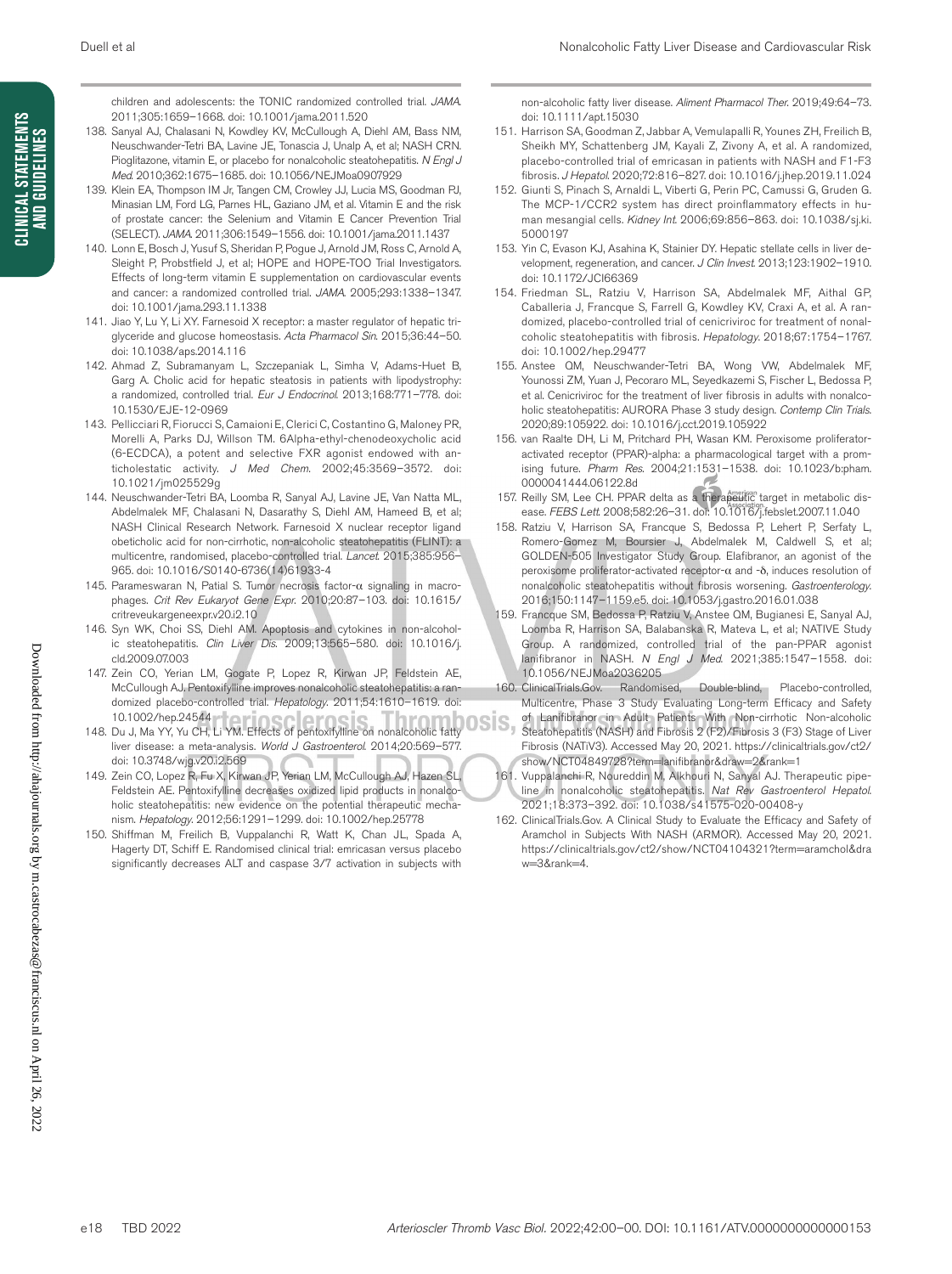children and adolescents: the TONIC randomized controlled trial. *JAMA*. 2011;305:1659–1668. doi: 10.1001/jama.2011.520

138. Sanyal AJ, Chalasani N, Kowdley KV, McCullough A, Diehl AM, Bass NM, Neuschwander-Tetri BA, Lavine JE, Tonascia J, Unalp A, et al; NASH CRN. Pioglitazone, vitamin E, or placebo for nonalcoholic steatohepatitis. *N Engl J Med*. 2010;362:1675–1685. doi: 10.1056/NEJMoa0907929
139. Klein EA, Thompson IM Jr, Tangen CM, Crowley JJ, Lucia MS, Goodman PJ, Minasian LM, Ford LG, Parnes HL, Gaziano JM, et al. Vitamin E and the risk of prostate cancer: the Selenium and Vitamin E Cancer Prevention Trial (SELECT). *JAMA*. 2011;306:1549–1556. doi: 10.1001/jama.2011.1437
140. Lonn E, Bosch J, Yusuf S, Sheridan P, Pogue J, Arnold JM, Ross C, Arnold A, Sleight P, Probstfield J, et al; HOPE and HOPE-TOO Trial Investigators. Effects of long-term vitamin E supplementation on cardiovascular events and cancer: a randomized controlled trial. *JAMA*. 2005;293:1338–1347. doi: 10.1001/jama.293.11.1338
141. Jiao Y, Lu Y, Li XY. Farnesoid X receptor: a master regulator of hepatic triglyceride and glucose homeostasis. *Acta Pharmacol Sin*. 2015;36:44–50. doi: 10.1038/aps.2014.116
142. Ahmad Z, Subramanyam L, Szczepaniak L, Simha V, Adams-Huet B, Garg A. Cholic acid for hepatic steatosis in patients with lipodystrophy: a randomized, controlled trial. *Eur J Endocrinol*. 2013;168:771–778. doi: 10.1530/EJE-12-0969
143. Pellicciari R, Fiorucci S, Camaioni E, Clerici C, Costantino G, Maloney PR, Morelli A, Parks DJ, Willson TM. 6Alpha-ethyl-chenodeoxycholic acid (6-ECDCA), a potent and selective FXR agonist endowed with anticholestatic activity. *J Med Chem*. 2002;45:3569–3572. doi: 10.1021/jm025529g
144. Neuschwander-Tetri BA, Loomba R, Sanyal AJ, Lavine JE, Van Natta ML, Abdelmalek MF, Chalasani N, Dasarathy S, Diehl AM, Hameed B, et al; NASH Clinical Research Network. Farnesoid X nuclear receptor ligand obeticholic acid for non-cirrhotic, non-alcoholic steatohepatitis (FLINT): a multicentre, randomised, placebo-controlled trial. *Lancet*. 2015;385:956–965. doi: 10.1016/S0140-6736(14)61933-4
145. Parameswaran N, Patial S. Tumor necrosis factor-α signaling in macrophages. *Crit Rev Eukaryot Gene Expr*. 2010;20:87–103. doi: 10.1615/critreveukargeneexpr.v20.i2.10
146. Syn WK, Choi SS, Diehl AM. Apoptosis and cytokines in non-alcoholic steatohepatitis. *Clin Liver Dis*. 2009;13:565–580. doi: 10.1016/j.cld.2009.07.003
147. Zein CO, Yerian LM, Gogate P, Lopez R, Kirwan JP, Feldstein AE, McCullough AJ. Pentoxifylline improves nonalcoholic steatohepatitis: a randomized placebo-controlled trial. *Hepatology*. 2011;54:1610–1619. doi: 10.1002/hep.24544
148. Du J, Ma YY, Yu CH, Li YM. Effects of pentoxifylline on nonalcoholic fatty liver disease: a meta-analysis. *World J Gastroenterol*. 2014;20:569–577. doi: 10.3748/wjg.v20.i2.569
149. Zein CO, Lopez R, Fu X, Kirwan JP, Yerian LM, McCullough AJ, Hazen SL, Feldstein AE. Pentoxifylline decreases oxidized lipid products in nonalcoholic steatohepatitis: new evidence on the potential therapeutic mechanism. *Hepatology*. 2012;56:1291–1299. doi: 10.1002/hep.25778
150. Shiffman M, Freilich B, Vuppalanchi R, Watt K, Chan JL, Spada A, Hagerty DT, Schiff E. Randomised clinical trial: emricasan versus placebo significantly decreases ALT and caspase 3/7 activation in subjects with non-alcoholic fatty liver disease. *Aliment Pharmacol Ther*. 2019;49:64–73. doi: 10.1111/apt.15030
151. Harrison SA, Goodman Z, Jabbar A, Vemulapalli R, Younes ZH, Freilich B, Sheikh MY, Schattenberg JM, Kayali Z, Zivony A, et al. A randomized, placebo-controlled trial of emricasan in patients with NASH and F1-F3 fibrosis. *J Hepatol*. 2020;72:816–827. doi: 10.1016/j.jhep.2019.11.024
152. Giunti S, Pinach S, Arnaldi L, Viberti G, Perin PC, Camussi G, Gruden G. The MCP-1/CCR2 system has direct proinflammatory effects in human mesangial cells. *Kidney Int*. 2006;69:856–863. doi: 10.1038/sj.ki.5000197
153. Yin C, Evason KJ, Asahina K, Stainier DY. Hepatic stellate cells in liver development, regeneration, and cancer. *J Clin Invest*. 2013;123:1902–1910. doi: 10.1172/JCI66369
154. Friedman SL, Ratziu V, Harrison SA, Abdelmalek MF, Aithal GP, Caballeria J, Francque S, Farrell G, Kowdley KV, Craxi A, et al. A randomized, placebo-controlled trial of cenicriviroc for treatment of nonalcoholic steatohepatitis with fibrosis. *Hepatology*. 2018;67:1754–1767. doi: 10.1002/hep.29477
155. Anstee QM, Neuschwander-Tetri BA, Wong VW, Abdelmalek MF, Younossi ZM, Yuan J, Pecoraro ML, Seyedkazemi S, Fischer L, Bedossa P, et al. Cenicriviroc for the treatment of liver fibrosis in adults with nonalcoholic steatohepatitis: AURORA Phase 3 study design. *Contemp Clin Trials*. 2020;89:105922. doi: 10.1016/j.cct.2019.105922
156. van Raalte DH, Li M, Pritchard PH, Wasan KM. Peroxisome proliferator-activated receptor (PPAR)-alpha: a pharmacological target with a promising future. *Pharm Res*. 2004;21:1531–1538. doi: 10.1023/b:pham.0000041444.06122.8d
157. Reilly SM, Lee CH. PPAR delta as a therapeutic target in metabolic disease. *FEBS Lett*. 2008;582:26–31. doi: 10.1016/j.febslet.2007.11.040
158. Ratziu V, Harrison SA, Francque S, Bedossa P, Lehert P, Serfaty L, Romero-Gomez M, Boursier J, Abdelmalek M, Caldwell S, et al; GOLDEN-505 Investigator Study Group. Elafibranor, an agonist of the peroxisome proliferator-activated receptor-α and -δ, induces resolution of nonalcoholic steatohepatitis without fibrosis worsening. *Gastroenterology*. 2016;150:1147–1159.e5. doi: 10.1053/j.gastro.2016.01.038
159. Francque SM, Bedossa P, Ratziu V, Anstee QM, Bugianesi E, Sanyal AJ, Loomba R, Harrison SA, Balabanska R, Mateva L, et al; NATIVE Study Group. A randomized, controlled trial of the pan-PPAR agonist lanifibranor in NASH. *N Engl J Med*. 2021;385:1547–1558. doi: 10.1056/NEJMoa2036205
160. ClinicalTrials.Gov. Randomised, Double-blind, Placebo-controlled, Multicentre, Phase 3 Study Evaluating Long-term Efficacy and Safety of Lanifibranor in Adult Patients With Non-cirrhotic Non-alcoholic Steatohepatitis (NASH) and Fibrosis 2 (F2)/Fibrosis 3 (F3) Stage of Liver Fibrosis (NATiV3). Accessed May 20, 2021. https://clinicaltrials.gov/ct2/show/NCT04849728?term=lanifibranor&draw=2&rank=1
161. Vuppalanchi R, Noureddin M, Alkhouri N, Sanyal AJ. Therapeutic pipeline in nonalcoholic steatohepatitis. *Nat Rev Gastroenterol Hepatol*. 2021;18:373–392. doi: 10.1038/s41575-020-00408-y
162. ClinicalTrials.Gov. A Clinical Study to Evaluate the Efficacy and Safety of Aramchol in Subjects With NASH (ARMOR). Accessed May 20, 2021. https://clinicaltrials.gov/ct2/show/NCT04104321?term=aramchol&draw=3&rank=4.